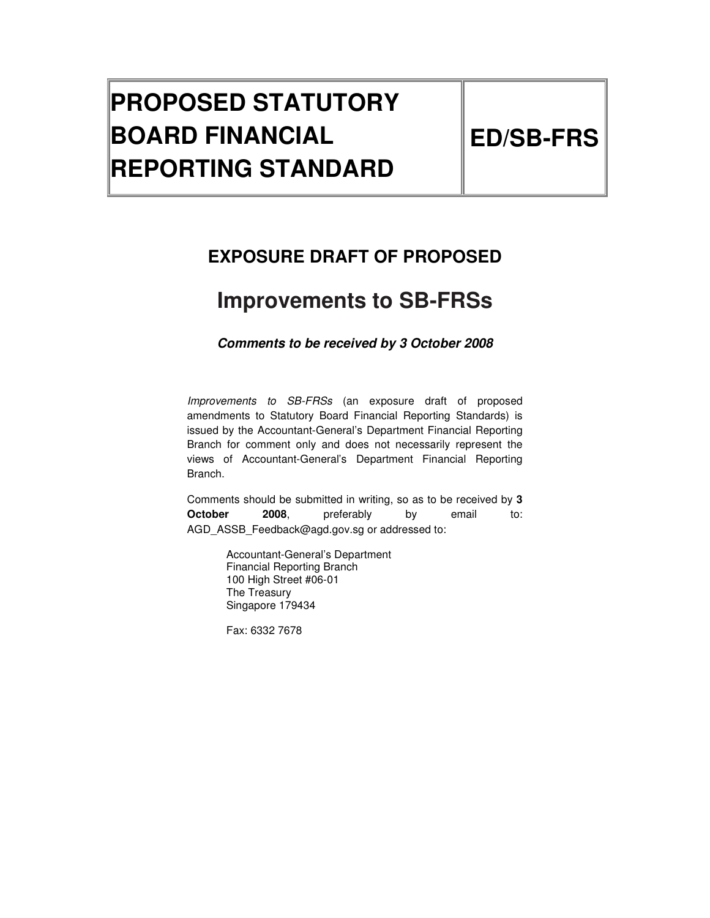# PROPOSED STATUTORY BOARD FINANCIAL REPORTING STANDARD

# ED/SB-FRS

## EXPOSURE DRAFT OF PROPOSED

# Improvements to SB-FRSs

***Comments to be received by 3 October 2008***

*Improvements to SB-FRSs* (an exposure draft of proposed amendments to Statutory Board Financial Reporting Standards) is issued by the Accountant-General's Department Financial Reporting Branch for comment only and does not necessarily represent the views of Accountant-General's Department Financial Reporting Branch.

Comments should be submitted in writing, so as to be received by **3 October 2008**, preferably by email to: AGD_ASSB_Feedback@agd.gov.sg or addressed to:

Accountant-General's Department
Financial Reporting Branch
100 High Street #06-01
The Treasury
Singapore 179434

Fax: 6332 7678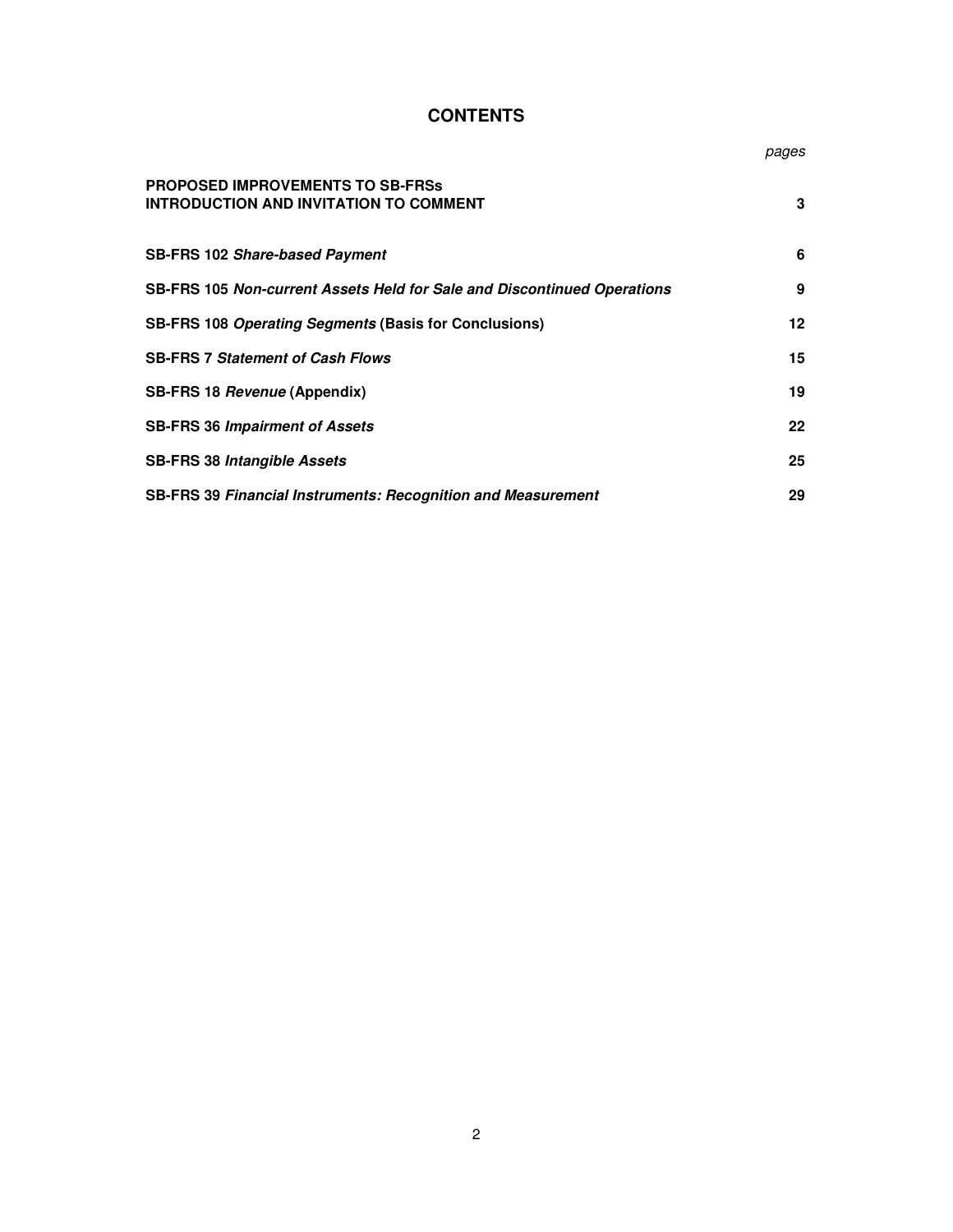# CONTENTS

| | *pages* |
|---|---|
| **PROPOSED IMPROVEMENTS TO SB-FRSs INTRODUCTION AND INVITATION TO COMMENT** | **3** |
| **SB-FRS 102 *Share-based Payment*** | **6** |
| **SB-FRS 105 *Non-current Assets Held for Sale and Discontinued Operations*** | **9** |
| **SB-FRS 108 *Operating Segments* (Basis for Conclusions)** | **12** |
| **SB-FRS 7 *Statement of Cash Flows*** | **15** |
| **SB-FRS 18 *Revenue* (Appendix)** | **19** |
| **SB-FRS 36 *Impairment of Assets*** | **22** |
| **SB-FRS 38 *Intangible Assets*** | **25** |
| **SB-FRS 39 *Financial Instruments: Recognition and Measurement*** | **29** |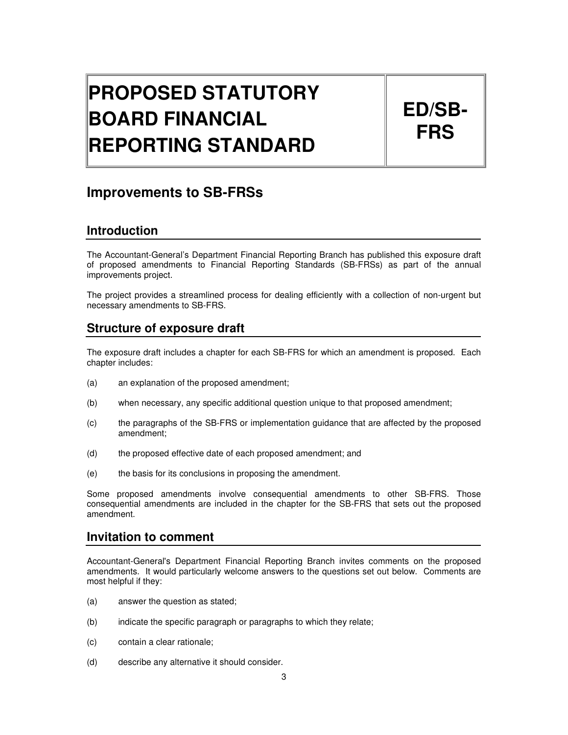# PROPOSED STATUTORY BOARD FINANCIAL REPORTING STANDARD

# ED/SB-FRS

## Improvements to SB-FRSs

## Introduction

The Accountant-General's Department Financial Reporting Branch has published this exposure draft of proposed amendments to Financial Reporting Standards (SB-FRSs) as part of the annual improvements project.

The project provides a streamlined process for dealing efficiently with a collection of non-urgent but necessary amendments to SB-FRS.

## Structure of exposure draft

The exposure draft includes a chapter for each SB-FRS for which an amendment is proposed. Each chapter includes:

(a) an explanation of the proposed amendment;

(b) when necessary, any specific additional question unique to that proposed amendment;

(c) the paragraphs of the SB-FRS or implementation guidance that are affected by the proposed amendment;

(d) the proposed effective date of each proposed amendment; and

(e) the basis for its conclusions in proposing the amendment.

Some proposed amendments involve consequential amendments to other SB-FRS. Those consequential amendments are included in the chapter for the SB-FRS that sets out the proposed amendment.

## Invitation to comment

Accountant-General's Department Financial Reporting Branch invites comments on the proposed amendments. It would particularly welcome answers to the questions set out below. Comments are most helpful if they:

(a) answer the question as stated;

(b) indicate the specific paragraph or paragraphs to which they relate;

(c) contain a clear rationale;

(d) describe any alternative it should consider.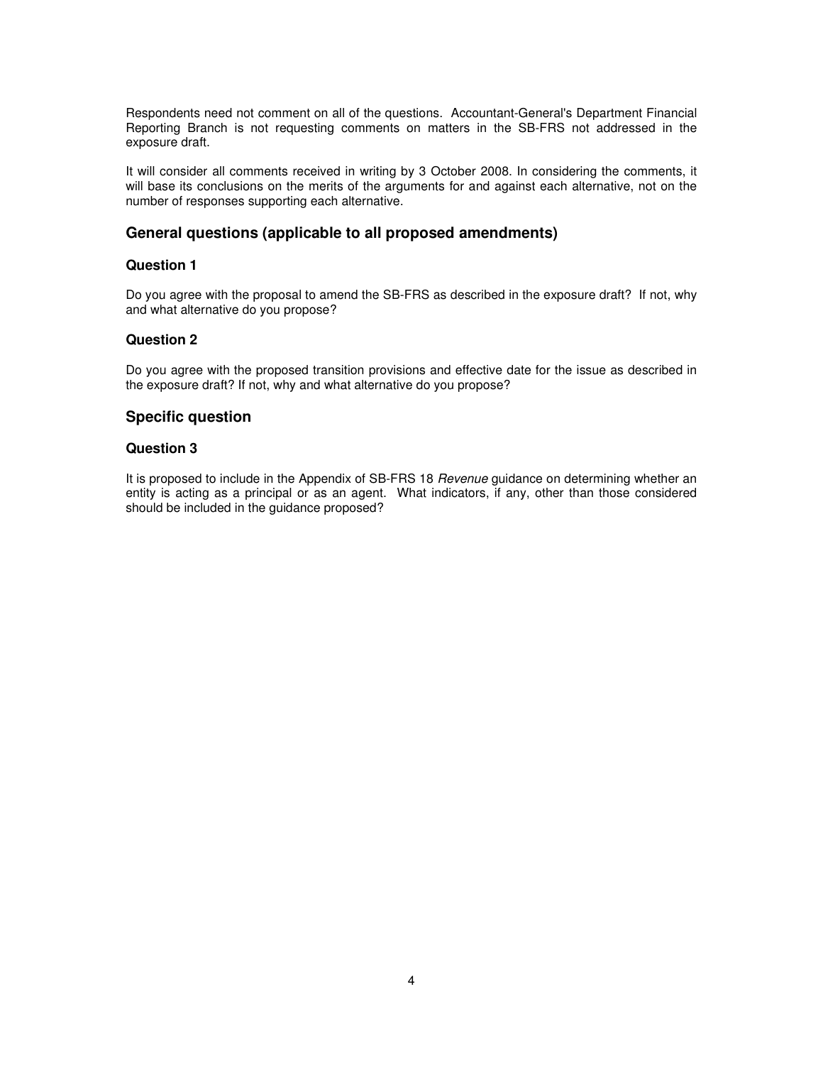Respondents need not comment on all of the questions. Accountant-General's Department Financial Reporting Branch is not requesting comments on matters in the SB-FRS not addressed in the exposure draft.

It will consider all comments received in writing by 3 October 2008. In considering the comments, it will base its conclusions on the merits of the arguments for and against each alternative, not on the number of responses supporting each alternative.

## General questions (applicable to all proposed amendments)

### Question 1

Do you agree with the proposal to amend the SB-FRS as described in the exposure draft? If not, why and what alternative do you propose?

### Question 2

Do you agree with the proposed transition provisions and effective date for the issue as described in the exposure draft? If not, why and what alternative do you propose?

## Specific question

### Question 3

It is proposed to include in the Appendix of SB-FRS 18 *Revenue* guidance on determining whether an entity is acting as a principal or as an agent. What indicators, if any, other than those considered should be included in the guidance proposed?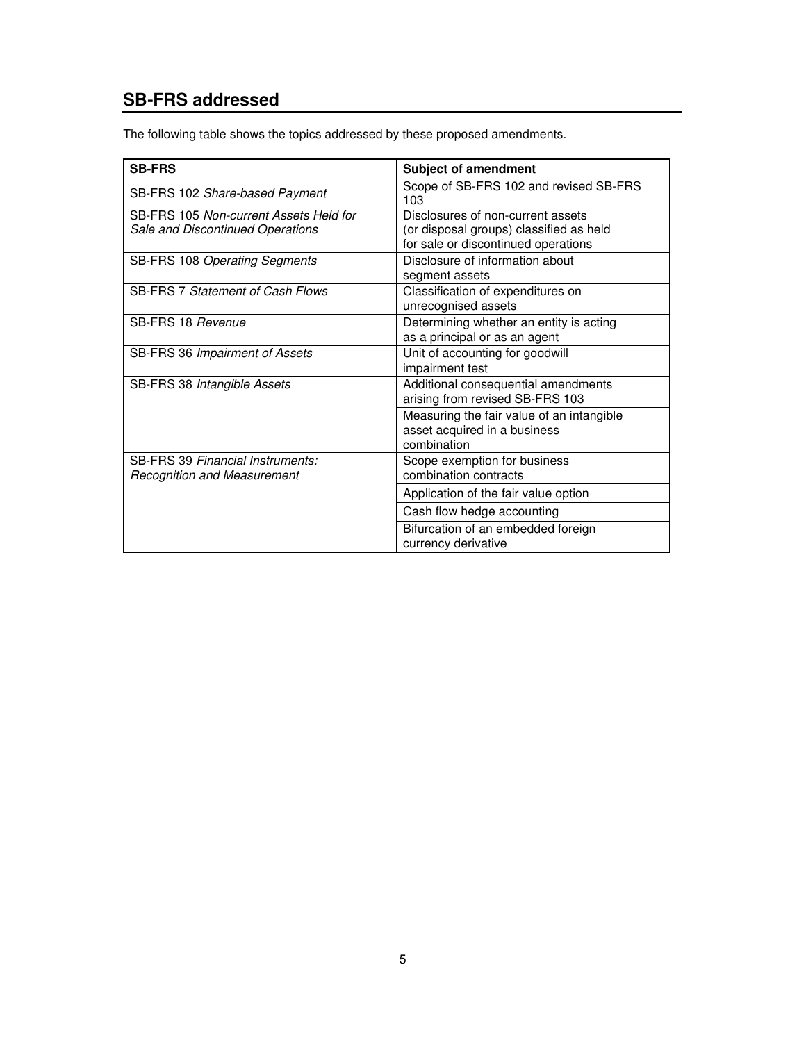## SB-FRS addressed

The following table shows the topics addressed by these proposed amendments.

| SB-FRS | Subject of amendment |
|---|---|
| SB-FRS 102 *Share-based Payment* | Scope of SB-FRS 102 and revised SB-FRS 103 |
| SB-FRS 105 *Non-current Assets Held for Sale and Discontinued Operations* | Disclosures of non-current assets (or disposal groups) classified as held for sale or discontinued operations |
| SB-FRS 108 *Operating Segments* | Disclosure of information about segment assets |
| SB-FRS 7 *Statement of Cash Flows* | Classification of expenditures on unrecognised assets |
| SB-FRS 18 *Revenue* | Determining whether an entity is acting as a principal or as an agent |
| SB-FRS 36 *Impairment of Assets* | Unit of accounting for goodwill impairment test |
| SB-FRS 38 *Intangible Assets* | Additional consequential amendments arising from revised SB-FRS 103 |
| | Measuring the fair value of an intangible asset acquired in a business combination |
| SB-FRS 39 *Financial Instruments: Recognition and Measurement* | Scope exemption for business combination contracts |
| | Application of the fair value option |
| | Cash flow hedge accounting |
| | Bifurcation of an embedded foreign currency derivative |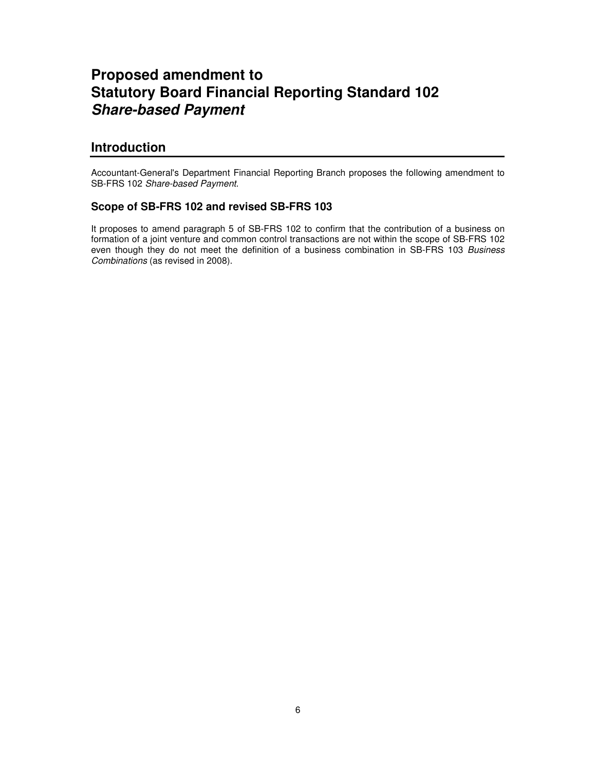# Proposed amendment to
# Statutory Board Financial Reporting Standard 102
# *Share-based Payment*

## Introduction

Accountant-General's Department Financial Reporting Branch proposes the following amendment to SB-FRS 102 *Share-based Payment*.

### Scope of SB-FRS 102 and revised SB-FRS 103

It proposes to amend paragraph 5 of SB-FRS 102 to confirm that the contribution of a business on formation of a joint venture and common control transactions are not within the scope of SB-FRS 102 even though they do not meet the definition of a business combination in SB-FRS 103 *Business Combinations* (as revised in 2008).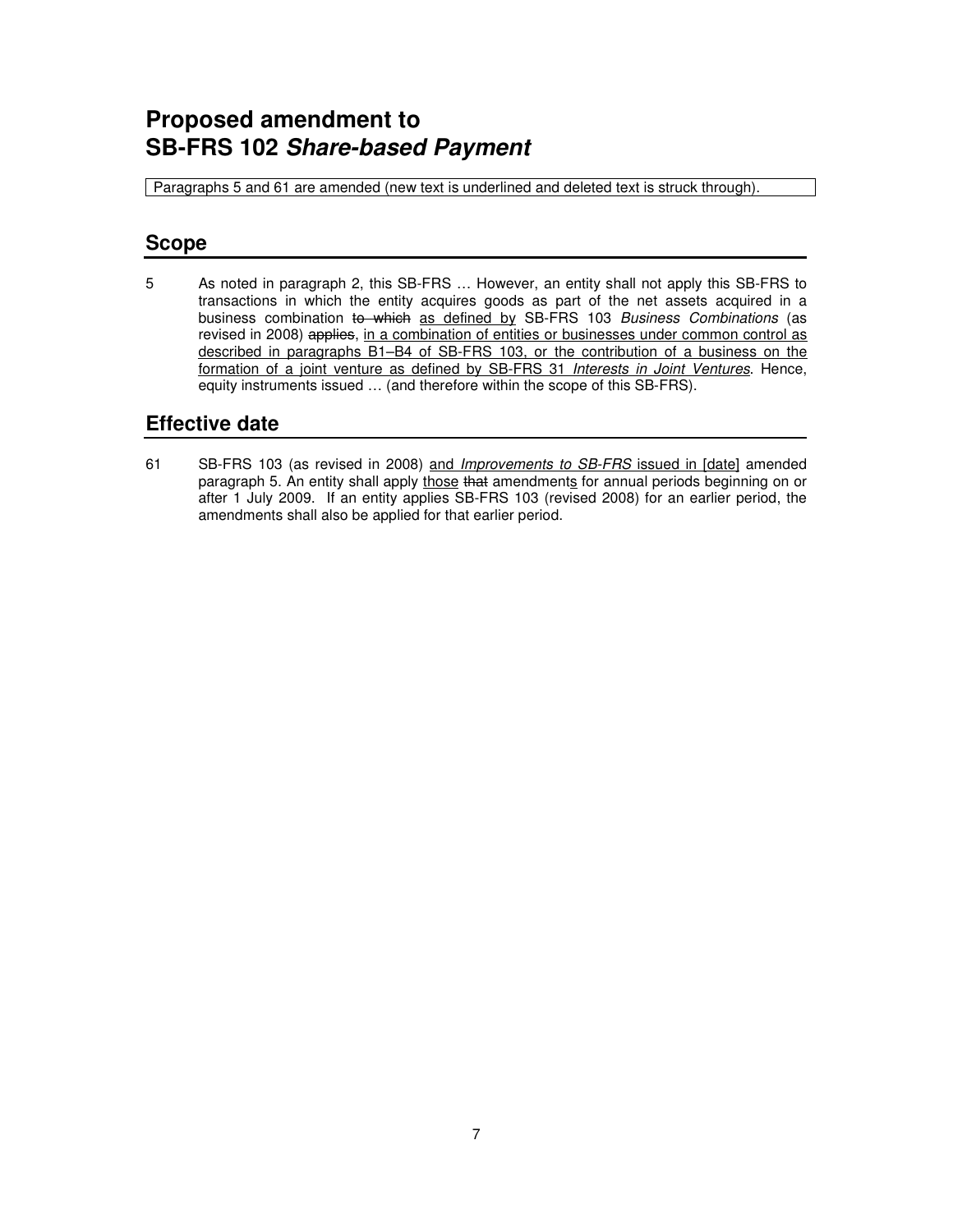# Proposed amendment to SB-FRS 102 *Share-based Payment*

Paragraphs 5 and 61 are amended (new text is underlined and deleted text is struck through).

## Scope

5 As noted in paragraph 2, this SB-FRS … However, an entity shall not apply this SB-FRS to transactions in which the entity acquires goods as part of the net assets acquired in a business combination ~~to which~~ <u>as defined by</u> SB-FRS 103 *Business Combinations* (as revised in 2008) ~~applies~~, <u>in a combination of entities or businesses under common control as described in paragraphs B1–B4 of SB-FRS 103, or the contribution of a business on the formation of a joint venture as defined by SB-FRS 31 *Interests in Joint Ventures*</u>. Hence, equity instruments issued … (and therefore within the scope of this SB-FRS).

## Effective date

61 SB-FRS 103 (as revised in 2008) <u>and *Improvements to SB-FRS* issued in [date]</u> amended paragraph 5. An entity shall apply <u>those</u> ~~that~~ amendment<u>s</u> for annual periods beginning on or after 1 July 2009. If an entity applies SB-FRS 103 (revised 2008) for an earlier period, the amendments shall also be applied for that earlier period.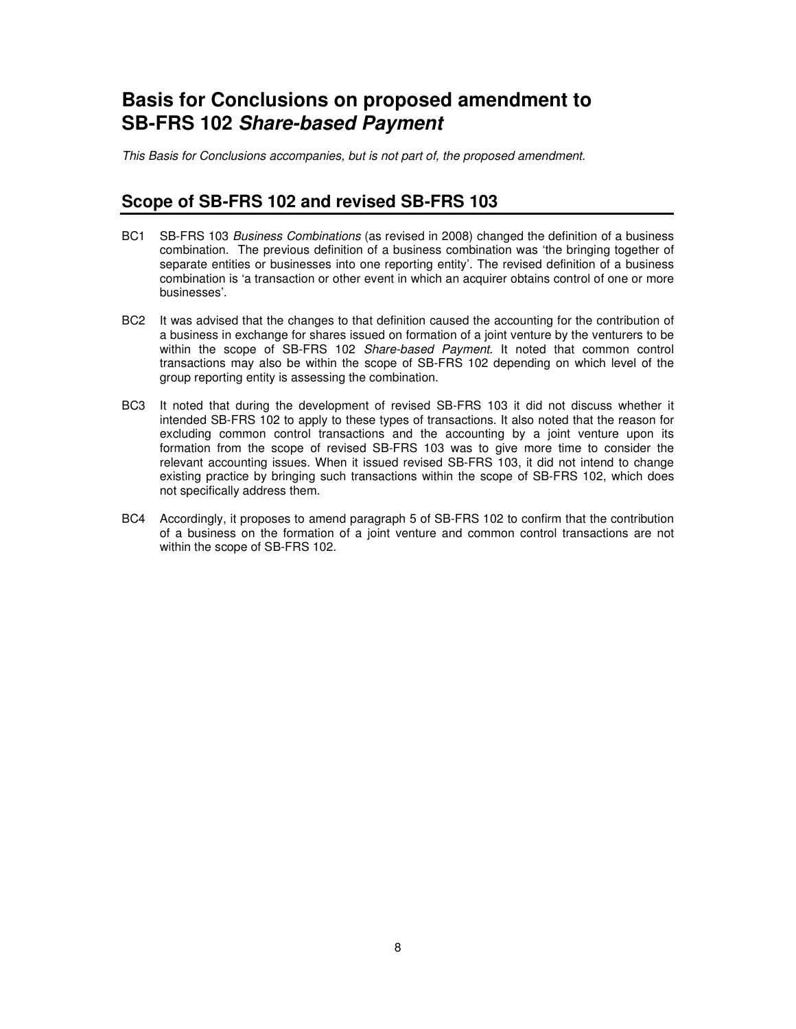# Basis for Conclusions on proposed amendment to SB-FRS 102 *Share-based Payment*

*This Basis for Conclusions accompanies, but is not part of, the proposed amendment.*

## Scope of SB-FRS 102 and revised SB-FRS 103

BC1 SB-FRS 103 *Business Combinations* (as revised in 2008) changed the definition of a business combination. The previous definition of a business combination was 'the bringing together of separate entities or businesses into one reporting entity'. The revised definition of a business combination is 'a transaction or other event in which an acquirer obtains control of one or more businesses'.

BC2 It was advised that the changes to that definition caused the accounting for the contribution of a business in exchange for shares issued on formation of a joint venture by the venturers to be within the scope of SB-FRS 102 *Share-based Payment*. It noted that common control transactions may also be within the scope of SB-FRS 102 depending on which level of the group reporting entity is assessing the combination.

BC3 It noted that during the development of revised SB-FRS 103 it did not discuss whether it intended SB-FRS 102 to apply to these types of transactions. It also noted that the reason for excluding common control transactions and the accounting by a joint venture upon its formation from the scope of revised SB-FRS 103 was to give more time to consider the relevant accounting issues. When it issued revised SB-FRS 103, it did not intend to change existing practice by bringing such transactions within the scope of SB-FRS 102, which does not specifically address them.

BC4 Accordingly, it proposes to amend paragraph 5 of SB-FRS 102 to confirm that the contribution of a business on the formation of a joint venture and common control transactions are not within the scope of SB-FRS 102.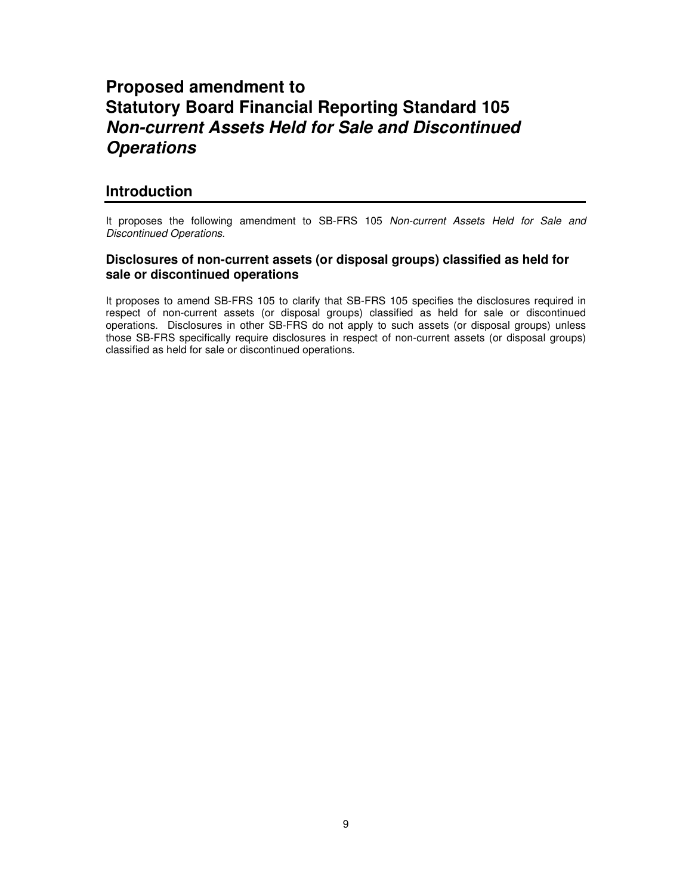# Proposed amendment to
# Statutory Board Financial Reporting Standard 105
# *Non-current Assets Held for Sale and Discontinued Operations*

## Introduction

It proposes the following amendment to SB-FRS 105 *Non-current Assets Held for Sale and Discontinued Operations*.

### Disclosures of non-current assets (or disposal groups) classified as held for sale or discontinued operations

It proposes to amend SB-FRS 105 to clarify that SB-FRS 105 specifies the disclosures required in respect of non-current assets (or disposal groups) classified as held for sale or discontinued operations. Disclosures in other SB-FRS do not apply to such assets (or disposal groups) unless those SB-FRS specifically require disclosures in respect of non-current assets (or disposal groups) classified as held for sale or discontinued operations.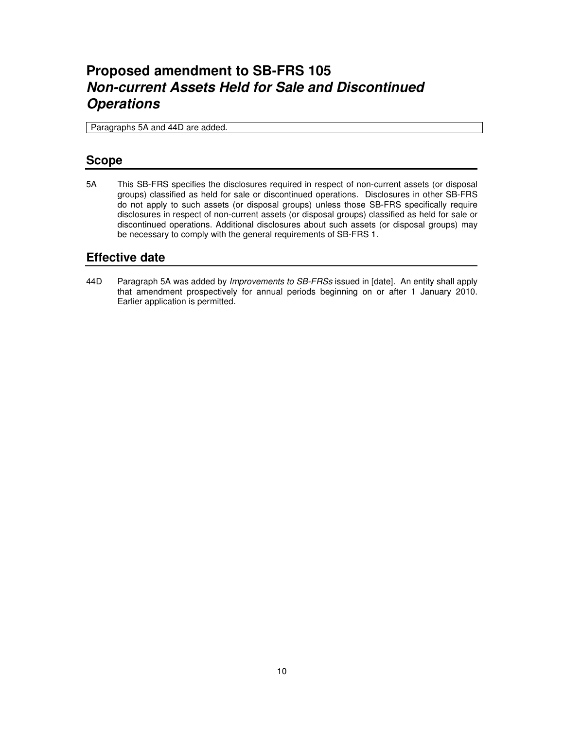# Proposed amendment to SB-FRS 105
# *Non-current Assets Held for Sale and Discontinued Operations*

Paragraphs 5A and 44D are added.

## Scope

5A This SB-FRS specifies the disclosures required in respect of non-current assets (or disposal groups) classified as held for sale or discontinued operations. Disclosures in other SB-FRS do not apply to such assets (or disposal groups) unless those SB-FRS specifically require disclosures in respect of non-current assets (or disposal groups) classified as held for sale or discontinued operations. Additional disclosures about such assets (or disposal groups) may be necessary to comply with the general requirements of SB-FRS 1.

## Effective date

44D Paragraph 5A was added by *Improvements to SB-FRSs* issued in [date]. An entity shall apply that amendment prospectively for annual periods beginning on or after 1 January 2010. Earlier application is permitted.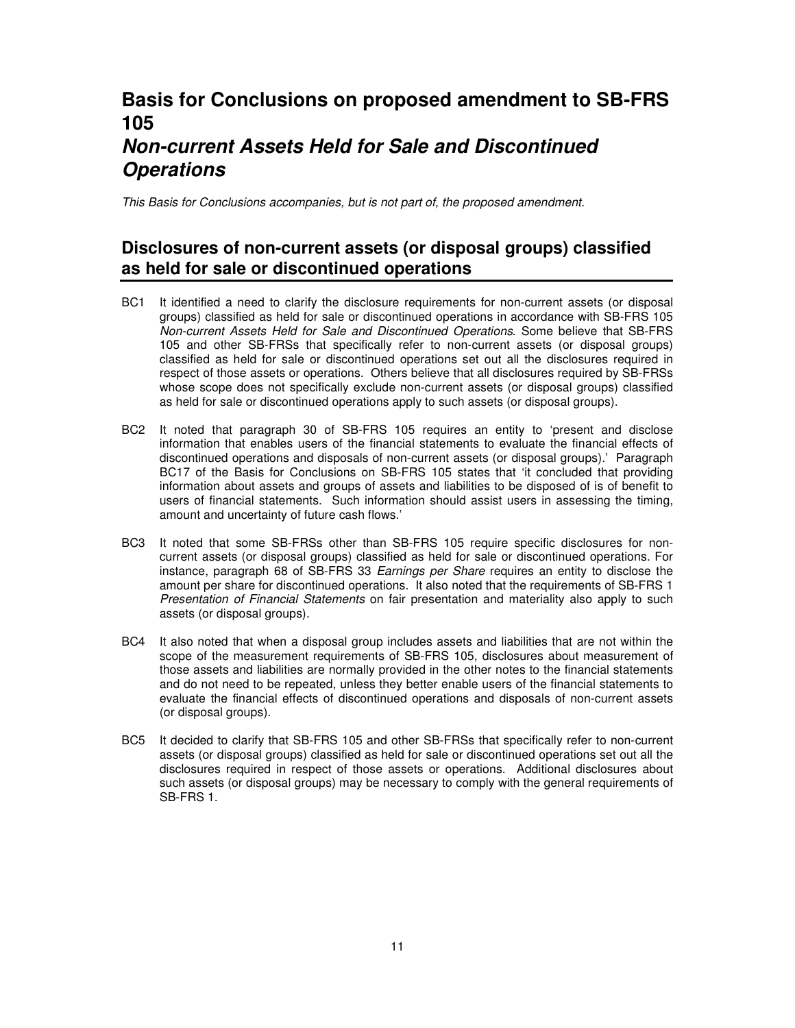# Basis for Conclusions on proposed amendment to SB-FRS 105 *Non-current Assets Held for Sale and Discontinued Operations*

*This Basis for Conclusions accompanies, but is not part of, the proposed amendment.*

## Disclosures of non-current assets (or disposal groups) classified as held for sale or discontinued operations

BC1 It identified a need to clarify the disclosure requirements for non-current assets (or disposal groups) classified as held for sale or discontinued operations in accordance with SB-FRS 105 *Non-current Assets Held for Sale and Discontinued Operations*. Some believe that SB-FRS 105 and other SB-FRSs that specifically refer to non-current assets (or disposal groups) classified as held for sale or discontinued operations set out all the disclosures required in respect of those assets or operations. Others believe that all disclosures required by SB-FRSs whose scope does not specifically exclude non-current assets (or disposal groups) classified as held for sale or discontinued operations apply to such assets (or disposal groups).

BC2 It noted that paragraph 30 of SB-FRS 105 requires an entity to 'present and disclose information that enables users of the financial statements to evaluate the financial effects of discontinued operations and disposals of non-current assets (or disposal groups).' Paragraph BC17 of the Basis for Conclusions on SB-FRS 105 states that 'it concluded that providing information about assets and groups of assets and liabilities to be disposed of is of benefit to users of financial statements. Such information should assist users in assessing the timing, amount and uncertainty of future cash flows.'

BC3 It noted that some SB-FRSs other than SB-FRS 105 require specific disclosures for non-current assets (or disposal groups) classified as held for sale or discontinued operations. For instance, paragraph 68 of SB-FRS 33 *Earnings per Share* requires an entity to disclose the amount per share for discontinued operations. It also noted that the requirements of SB-FRS 1 *Presentation of Financial Statements* on fair presentation and materiality also apply to such assets (or disposal groups).

BC4 It also noted that when a disposal group includes assets and liabilities that are not within the scope of the measurement requirements of SB-FRS 105, disclosures about measurement of those assets and liabilities are normally provided in the other notes to the financial statements and do not need to be repeated, unless they better enable users of the financial statements to evaluate the financial effects of discontinued operations and disposals of non-current assets (or disposal groups).

BC5 It decided to clarify that SB-FRS 105 and other SB-FRSs that specifically refer to non-current assets (or disposal groups) classified as held for sale or discontinued operations set out all the disclosures required in respect of those assets or operations. Additional disclosures about such assets (or disposal groups) may be necessary to comply with the general requirements of SB-FRS 1.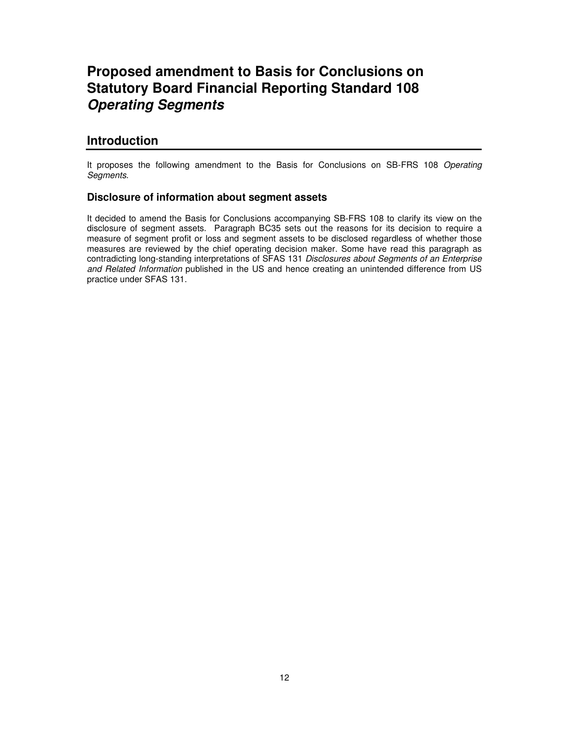# Proposed amendment to Basis for Conclusions on Statutory Board Financial Reporting Standard 108 *Operating Segments*

## Introduction

It proposes the following amendment to the Basis for Conclusions on SB-FRS 108 *Operating Segments*.

### Disclosure of information about segment assets

It decided to amend the Basis for Conclusions accompanying SB-FRS 108 to clarify its view on the disclosure of segment assets. Paragraph BC35 sets out the reasons for its decision to require a measure of segment profit or loss and segment assets to be disclosed regardless of whether those measures are reviewed by the chief operating decision maker. Some have read this paragraph as contradicting long-standing interpretations of SFAS 131 *Disclosures about Segments of an Enterprise and Related Information* published in the US and hence creating an unintended difference from US practice under SFAS 131.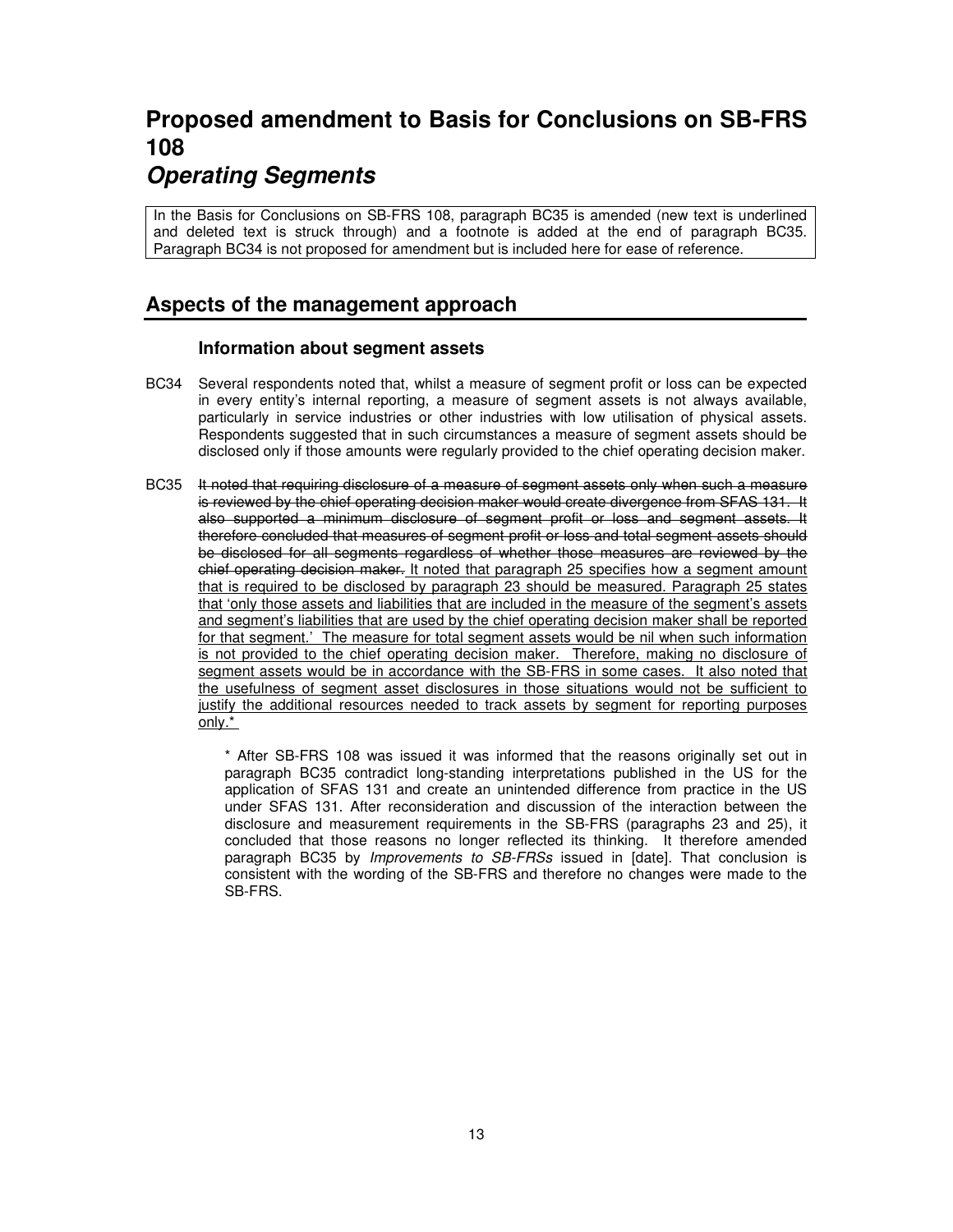# Proposed amendment to Basis for Conclusions on SB-FRS 108

## *Operating Segments*

In the Basis for Conclusions on SB-FRS 108, paragraph BC35 is amended (new text is underlined and deleted text is struck through) and a footnote is added at the end of paragraph BC35. Paragraph BC34 is not proposed for amendment but is included here for ease of reference.

## Aspects of the management approach

### Information about segment assets

BC34 Several respondents noted that, whilst a measure of segment profit or loss can be expected in every entity's internal reporting, a measure of segment assets is not always available, particularly in service industries or other industries with low utilisation of physical assets. Respondents suggested that in such circumstances a measure of segment assets should be disclosed only if those amounts were regularly provided to the chief operating decision maker.

BC35 ~~It noted that requiring disclosure of a measure of segment assets only when such a measure is reviewed by the chief operating decision maker would create divergence from SFAS 131. It also supported a minimum disclosure of segment profit or loss and segment assets. It therefore concluded that measures of segment profit or loss and total segment assets should be disclosed for all segments regardless of whether those measures are reviewed by the chief operating decision maker.~~ <u>It noted that paragraph 25 specifies how a segment amount that is required to be disclosed by paragraph 23 should be measured. Paragraph 25 states that 'only those assets and liabilities that are included in the measure of the segment's assets and segment's liabilities that are used by the chief operating decision maker shall be reported for that segment.' The measure for total segment assets would be nil when such information is not provided to the chief operating decision maker. Therefore, making no disclosure of segment assets would be in accordance with the SB-FRS in some cases. It also noted that the usefulness of segment asset disclosures in those situations would not be sufficient to justify the additional resources needed to track assets by segment for reporting purposes only.*</u>

> * After SB-FRS 108 was issued it was informed that the reasons originally set out in paragraph BC35 contradict long-standing interpretations published in the US for the application of SFAS 131 and create an unintended difference from practice in the US under SFAS 131. After reconsideration and discussion of the interaction between the disclosure and measurement requirements in the SB-FRS (paragraphs 23 and 25), it concluded that those reasons no longer reflected its thinking. It therefore amended paragraph BC35 by *Improvements to SB-FRSs* issued in [date]. That conclusion is consistent with the wording of the SB-FRS and therefore no changes were made to the SB-FRS.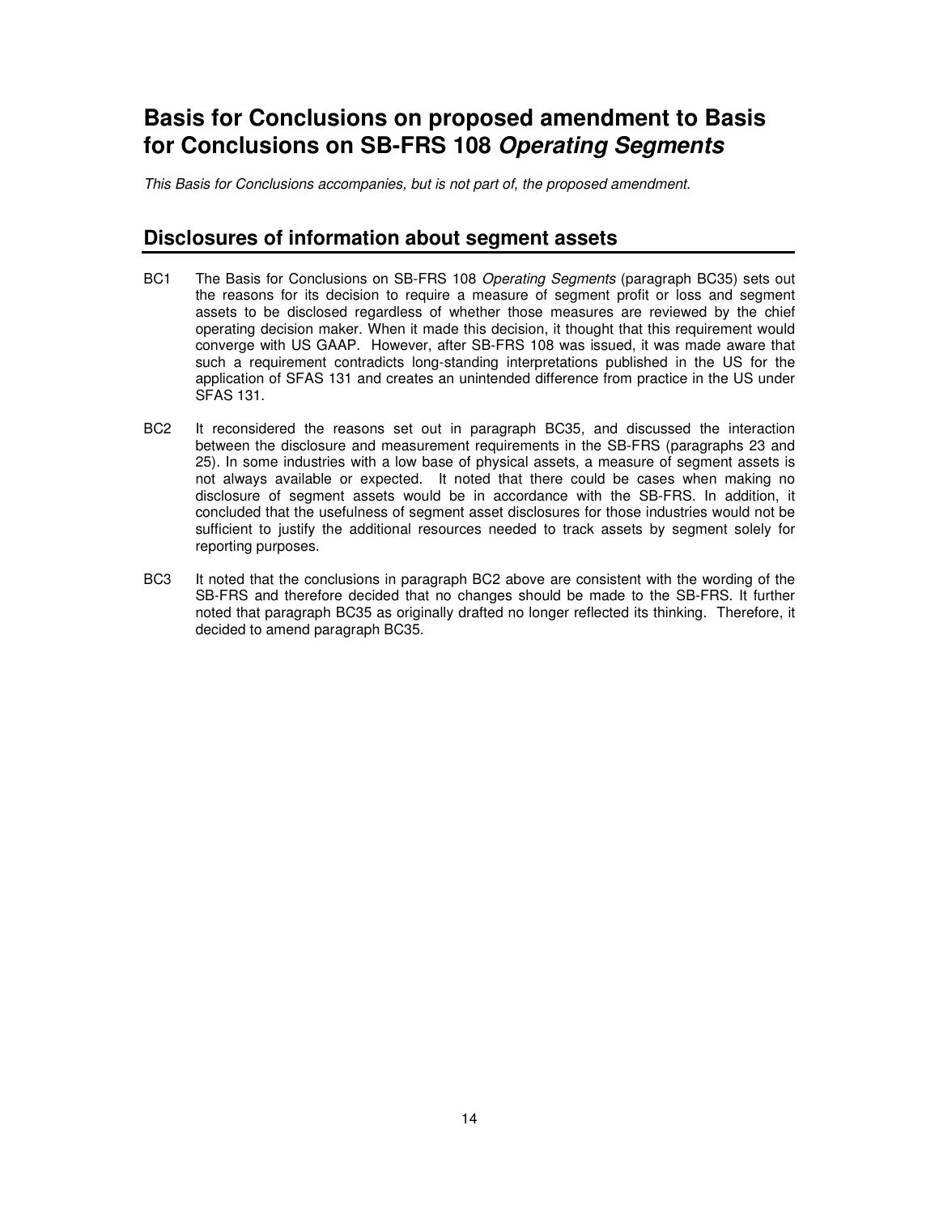# Basis for Conclusions on proposed amendment to Basis for Conclusions on SB-FRS 108 *Operating Segments*

*This Basis for Conclusions accompanies, but is not part of, the proposed amendment.*

## Disclosures of information about segment assets

BC1 The Basis for Conclusions on SB-FRS 108 *Operating Segments* (paragraph BC35) sets out the reasons for its decision to require a measure of segment profit or loss and segment assets to be disclosed regardless of whether those measures are reviewed by the chief operating decision maker. When it made this decision, it thought that this requirement would converge with US GAAP. However, after SB-FRS 108 was issued, it was made aware that such a requirement contradicts long-standing interpretations published in the US for the application of SFAS 131 and creates an unintended difference from practice in the US under SFAS 131.

BC2 It reconsidered the reasons set out in paragraph BC35, and discussed the interaction between the disclosure and measurement requirements in the SB-FRS (paragraphs 23 and 25). In some industries with a low base of physical assets, a measure of segment assets is not always available or expected. It noted that there could be cases when making no disclosure of segment assets would be in accordance with the SB-FRS. In addition, it concluded that the usefulness of segment asset disclosures for those industries would not be sufficient to justify the additional resources needed to track assets by segment solely for reporting purposes.

BC3 It noted that the conclusions in paragraph BC2 above are consistent with the wording of the SB-FRS and therefore decided that no changes should be made to the SB-FRS. It further noted that paragraph BC35 as originally drafted no longer reflected its thinking. Therefore, it decided to amend paragraph BC35.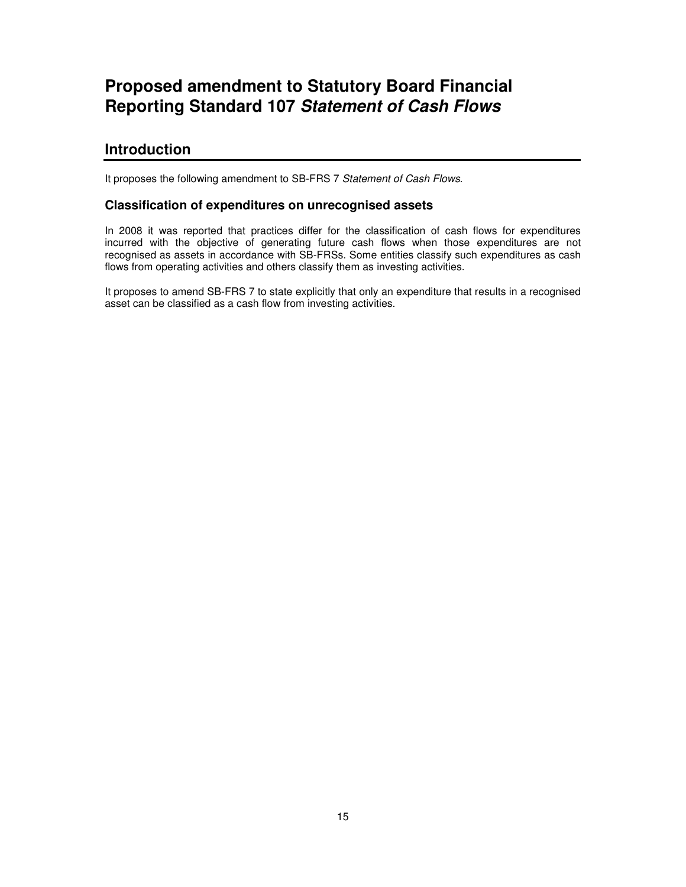# Proposed amendment to Statutory Board Financial Reporting Standard 107 *Statement of Cash Flows*

## Introduction

It proposes the following amendment to SB-FRS 7 *Statement of Cash Flows*.

### Classification of expenditures on unrecognised assets

In 2008 it was reported that practices differ for the classification of cash flows for expenditures incurred with the objective of generating future cash flows when those expenditures are not recognised as assets in accordance with SB-FRSs. Some entities classify such expenditures as cash flows from operating activities and others classify them as investing activities.

It proposes to amend SB-FRS 7 to state explicitly that only an expenditure that results in a recognised asset can be classified as a cash flow from investing activities.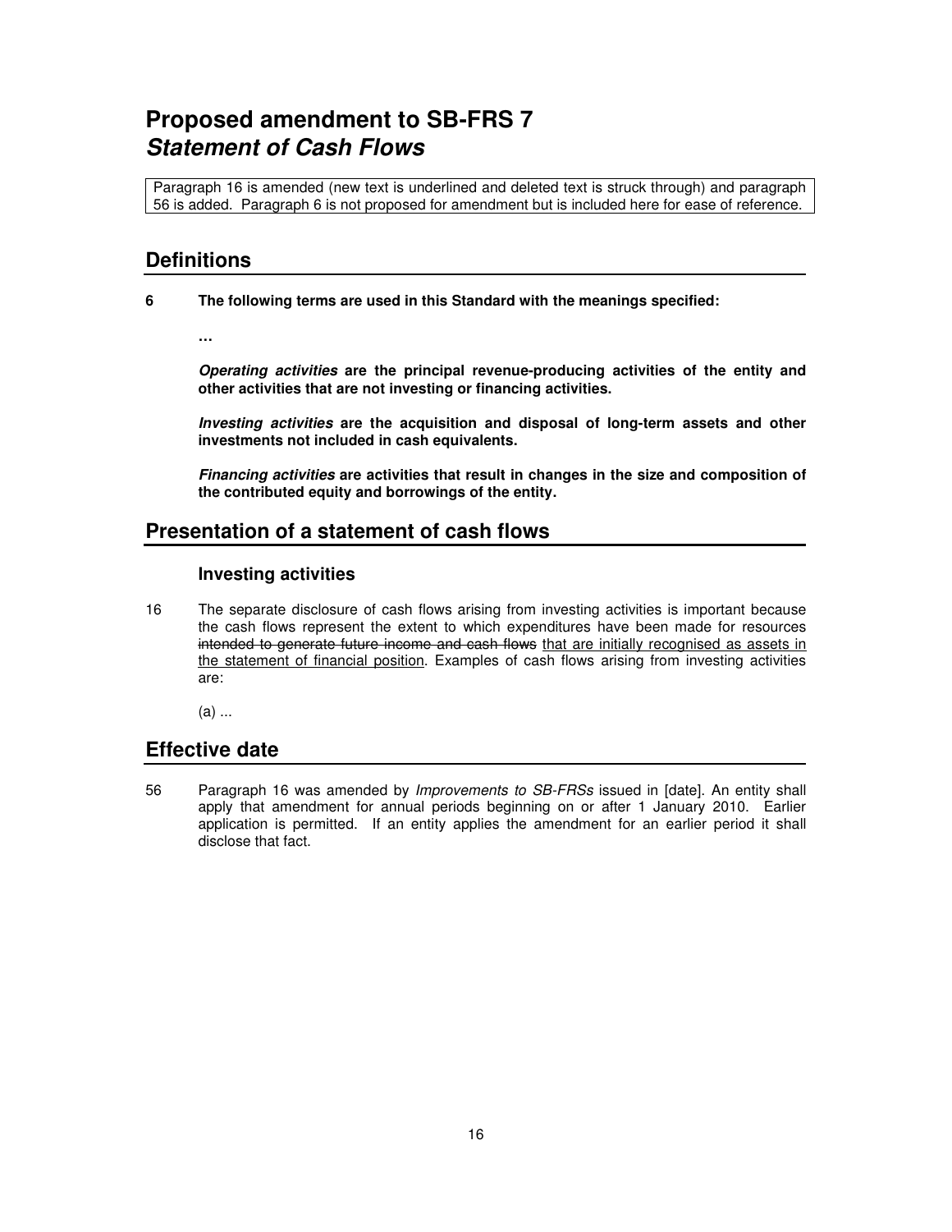# Proposed amendment to SB-FRS 7
## *Statement of Cash Flows*

Paragraph 16 is amended (new text is underlined and deleted text is struck through) and paragraph 56 is added. Paragraph 6 is not proposed for amendment but is included here for ease of reference.

## Definitions

**6 The following terms are used in this Standard with the meanings specified:**

**…**

***Operating activities* are the principal revenue-producing activities of the entity and other activities that are not investing or financing activities.**

***Investing activities* are the acquisition and disposal of long-term assets and other investments not included in cash equivalents.**

***Financing activities* are activities that result in changes in the size and composition of the contributed equity and borrowings of the entity.**

## Presentation of a statement of cash flows

### Investing activities

16 The separate disclosure of cash flows arising from investing activities is important because the cash flows represent the extent to which expenditures have been made for resources ~~intended to generate future income and cash flows~~ <u>that are initially recognised as assets in the statement of financial position</u>. Examples of cash flows arising from investing activities are:

(a) ...

## Effective date

56 Paragraph 16 was amended by *Improvements to SB-FRSs* issued in [date]. An entity shall apply that amendment for annual periods beginning on or after 1 January 2010. Earlier application is permitted. If an entity applies the amendment for an earlier period it shall disclose that fact.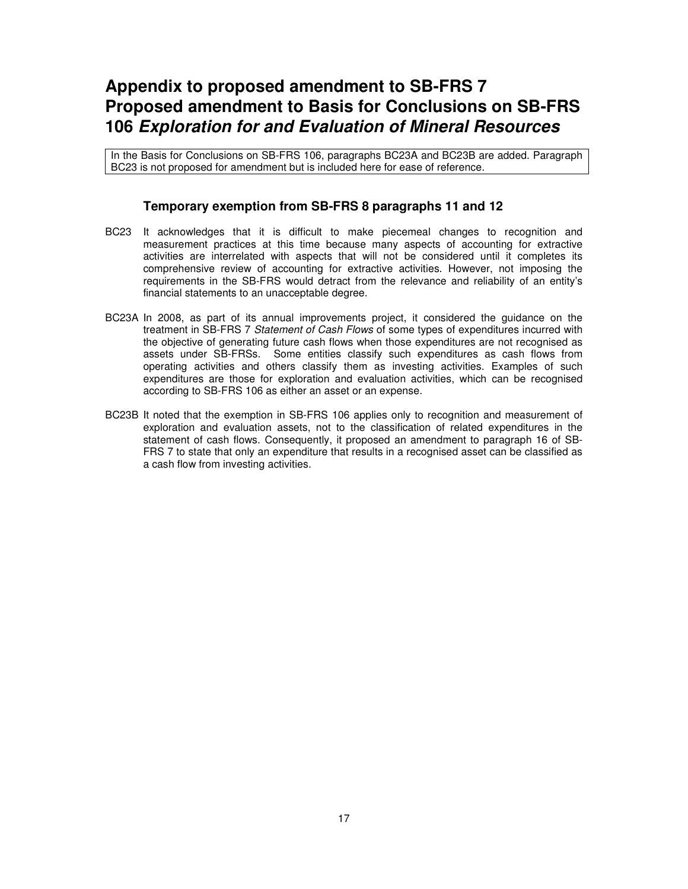# Appendix to proposed amendment to SB-FRS 7
# Proposed amendment to Basis for Conclusions on SB-FRS 106 *Exploration for and Evaluation of Mineral Resources*

In the Basis for Conclusions on SB-FRS 106, paragraphs BC23A and BC23B are added. Paragraph BC23 is not proposed for amendment but is included here for ease of reference.

### Temporary exemption from SB-FRS 8 paragraphs 11 and 12

BC23 It acknowledges that it is difficult to make piecemeal changes to recognition and measurement practices at this time because many aspects of accounting for extractive activities are interrelated with aspects that will not be considered until it completes its comprehensive review of accounting for extractive activities. However, not imposing the requirements in the SB-FRS would detract from the relevance and reliability of an entity's financial statements to an unacceptable degree.

BC23A In 2008, as part of its annual improvements project, it considered the guidance on the treatment in SB-FRS 7 *Statement of Cash Flows* of some types of expenditures incurred with the objective of generating future cash flows when those expenditures are not recognised as assets under SB-FRSs. Some entities classify such expenditures as cash flows from operating activities and others classify them as investing activities. Examples of such expenditures are those for exploration and evaluation activities, which can be recognised according to SB-FRS 106 as either an asset or an expense.

BC23B It noted that the exemption in SB-FRS 106 applies only to recognition and measurement of exploration and evaluation assets, not to the classification of related expenditures in the statement of cash flows. Consequently, it proposed an amendment to paragraph 16 of SB-FRS 7 to state that only an expenditure that results in a recognised asset can be classified as a cash flow from investing activities.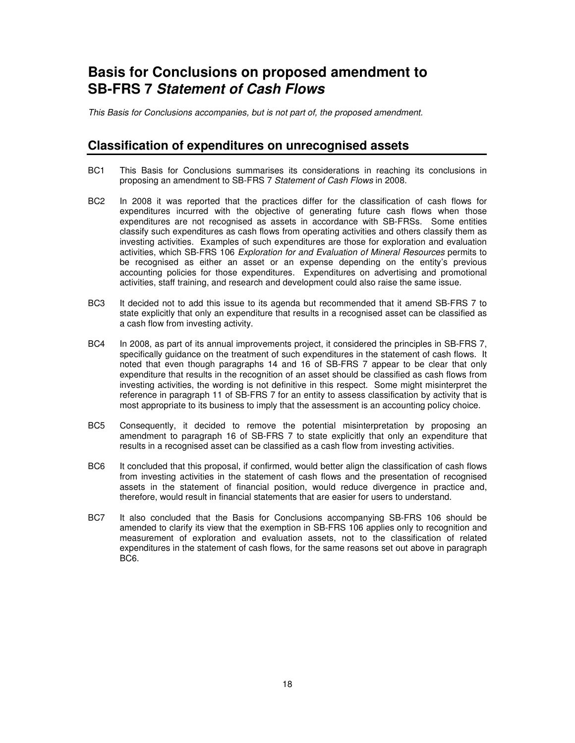# Basis for Conclusions on proposed amendment to SB-FRS 7 *Statement of Cash Flows*

*This Basis for Conclusions accompanies, but is not part of, the proposed amendment.*

## Classification of expenditures on unrecognised assets

BC1 This Basis for Conclusions summarises its considerations in reaching its conclusions in proposing an amendment to SB-FRS 7 *Statement of Cash Flows* in 2008.

BC2 In 2008 it was reported that the practices differ for the classification of cash flows for expenditures incurred with the objective of generating future cash flows when those expenditures are not recognised as assets in accordance with SB-FRSs. Some entities classify such expenditures as cash flows from operating activities and others classify them as investing activities. Examples of such expenditures are those for exploration and evaluation activities, which SB-FRS 106 *Exploration for and Evaluation of Mineral Resources* permits to be recognised as either an asset or an expense depending on the entity's previous accounting policies for those expenditures. Expenditures on advertising and promotional activities, staff training, and research and development could also raise the same issue.

BC3 It decided not to add this issue to its agenda but recommended that it amend SB-FRS 7 to state explicitly that only an expenditure that results in a recognised asset can be classified as a cash flow from investing activity.

BC4 In 2008, as part of its annual improvements project, it considered the principles in SB-FRS 7, specifically guidance on the treatment of such expenditures in the statement of cash flows. It noted that even though paragraphs 14 and 16 of SB-FRS 7 appear to be clear that only expenditure that results in the recognition of an asset should be classified as cash flows from investing activities, the wording is not definitive in this respect. Some might misinterpret the reference in paragraph 11 of SB-FRS 7 for an entity to assess classification by activity that is most appropriate to its business to imply that the assessment is an accounting policy choice.

BC5 Consequently, it decided to remove the potential misinterpretation by proposing an amendment to paragraph 16 of SB-FRS 7 to state explicitly that only an expenditure that results in a recognised asset can be classified as a cash flow from investing activities.

BC6 It concluded that this proposal, if confirmed, would better align the classification of cash flows from investing activities in the statement of cash flows and the presentation of recognised assets in the statement of financial position, would reduce divergence in practice and, therefore, would result in financial statements that are easier for users to understand.

BC7 It also concluded that the Basis for Conclusions accompanying SB-FRS 106 should be amended to clarify its view that the exemption in SB-FRS 106 applies only to recognition and measurement of exploration and evaluation assets, not to the classification of related expenditures in the statement of cash flows, for the same reasons set out above in paragraph BC6.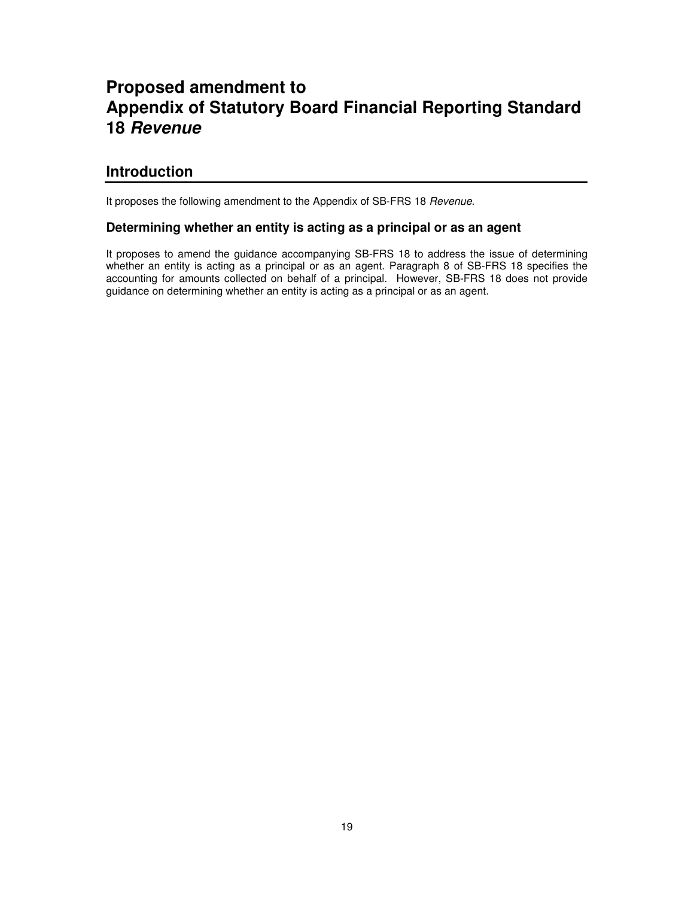# Proposed amendment to Appendix of Statutory Board Financial Reporting Standard 18 *Revenue*

## Introduction

It proposes the following amendment to the Appendix of SB-FRS 18 *Revenue*.

### Determining whether an entity is acting as a principal or as an agent

It proposes to amend the guidance accompanying SB-FRS 18 to address the issue of determining whether an entity is acting as a principal or as an agent. Paragraph 8 of SB-FRS 18 specifies the accounting for amounts collected on behalf of a principal. However, SB-FRS 18 does not provide guidance on determining whether an entity is acting as a principal or as an agent.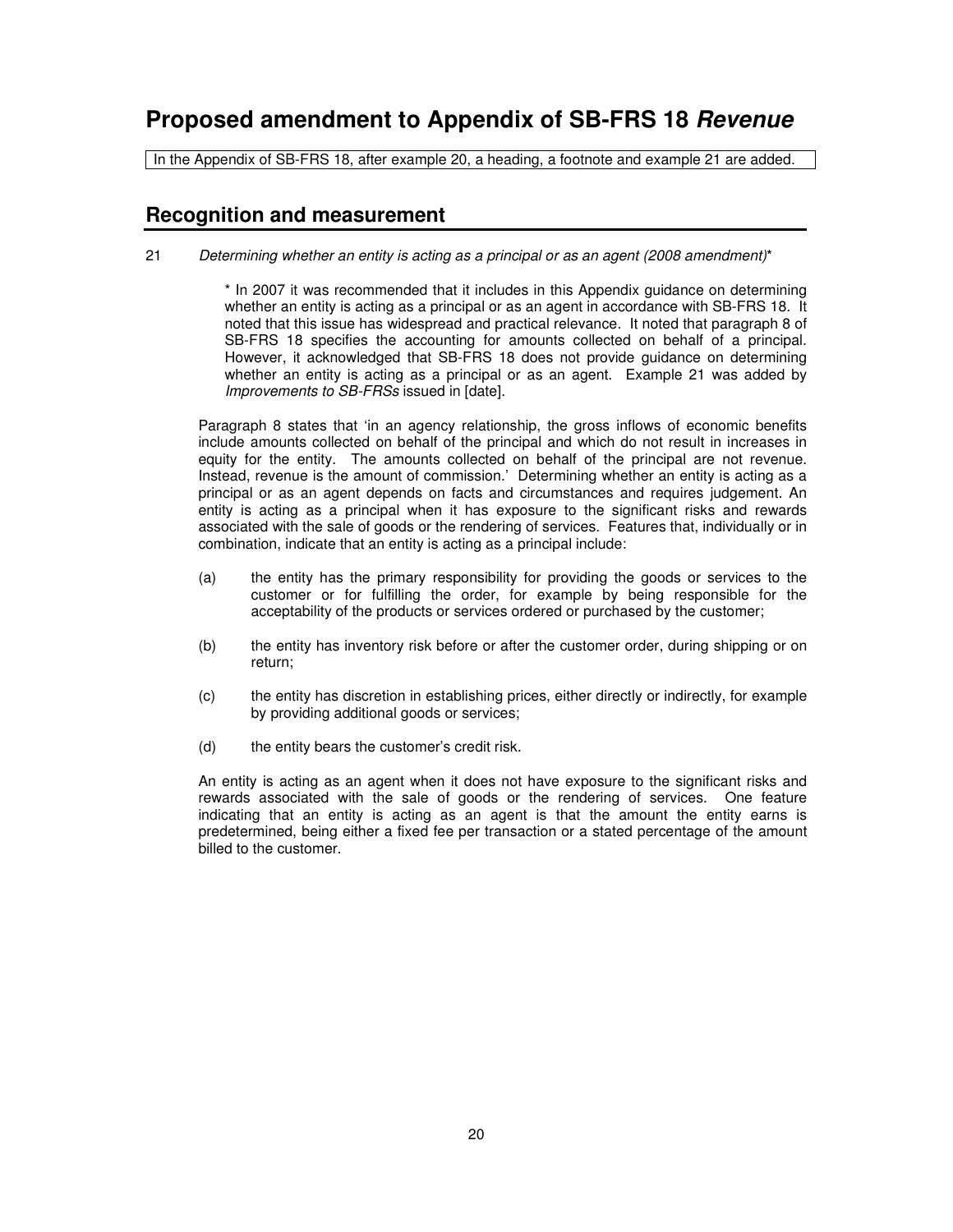# Proposed amendment to Appendix of SB-FRS 18 *Revenue*

In the Appendix of SB-FRS 18, after example 20, a heading, a footnote and example 21 are added.

## Recognition and measurement

21 *Determining whether an entity is acting as a principal or as an agent (2008 amendment)**

\* In 2007 it was recommended that it includes in this Appendix guidance on determining whether an entity is acting as a principal or as an agent in accordance with SB-FRS 18. It noted that this issue has widespread and practical relevance. It noted that paragraph 8 of SB-FRS 18 specifies the accounting for amounts collected on behalf of a principal. However, it acknowledged that SB-FRS 18 does not provide guidance on determining whether an entity is acting as a principal or as an agent. Example 21 was added by *Improvements to SB-FRSs* issued in [date].

Paragraph 8 states that 'in an agency relationship, the gross inflows of economic benefits include amounts collected on behalf of the principal and which do not result in increases in equity for the entity. The amounts collected on behalf of the principal are not revenue. Instead, revenue is the amount of commission.' Determining whether an entity is acting as a principal or as an agent depends on facts and circumstances and requires judgement. An entity is acting as a principal when it has exposure to the significant risks and rewards associated with the sale of goods or the rendering of services. Features that, individually or in combination, indicate that an entity is acting as a principal include:

(a) the entity has the primary responsibility for providing the goods or services to the customer or for fulfilling the order, for example by being responsible for the acceptability of the products or services ordered or purchased by the customer;

(b) the entity has inventory risk before or after the customer order, during shipping or on return;

(c) the entity has discretion in establishing prices, either directly or indirectly, for example by providing additional goods or services;

(d) the entity bears the customer's credit risk.

An entity is acting as an agent when it does not have exposure to the significant risks and rewards associated with the sale of goods or the rendering of services. One feature indicating that an entity is acting as an agent is that the amount the entity earns is predetermined, being either a fixed fee per transaction or a stated percentage of the amount billed to the customer.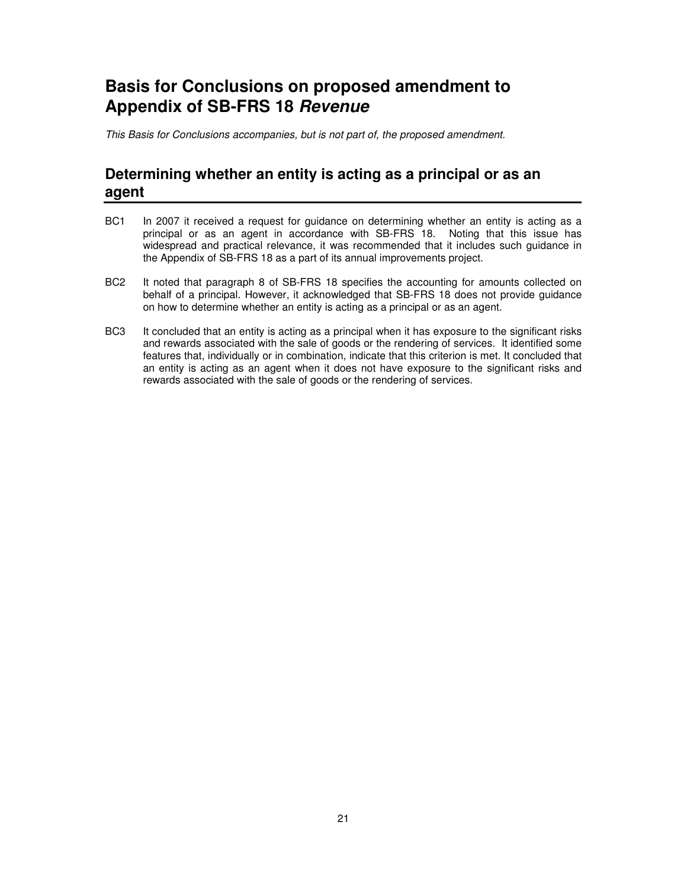# Basis for Conclusions on proposed amendment to Appendix of SB-FRS 18 *Revenue*

*This Basis for Conclusions accompanies, but is not part of, the proposed amendment.*

## Determining whether an entity is acting as a principal or as an agent

BC1 In 2007 it received a request for guidance on determining whether an entity is acting as a principal or as an agent in accordance with SB-FRS 18. Noting that this issue has widespread and practical relevance, it was recommended that it includes such guidance in the Appendix of SB-FRS 18 as a part of its annual improvements project.

BC2 It noted that paragraph 8 of SB-FRS 18 specifies the accounting for amounts collected on behalf of a principal. However, it acknowledged that SB-FRS 18 does not provide guidance on how to determine whether an entity is acting as a principal or as an agent.

BC3 It concluded that an entity is acting as a principal when it has exposure to the significant risks and rewards associated with the sale of goods or the rendering of services. It identified some features that, individually or in combination, indicate that this criterion is met. It concluded that an entity is acting as an agent when it does not have exposure to the significant risks and rewards associated with the sale of goods or the rendering of services.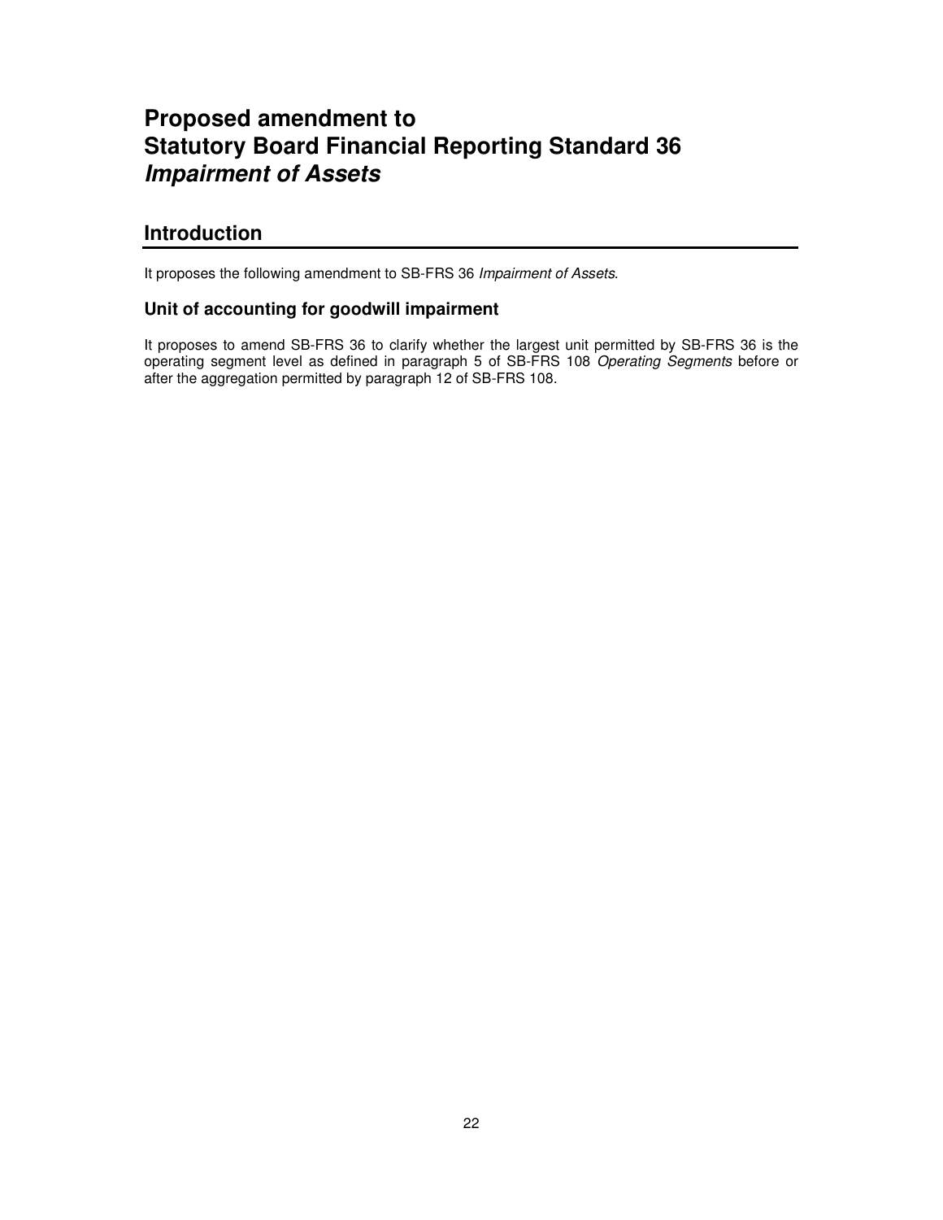# Proposed amendment to Statutory Board Financial Reporting Standard 36 *Impairment of Assets*

## Introduction

It proposes the following amendment to SB-FRS 36 *Impairment of Assets*.

### Unit of accounting for goodwill impairment

It proposes to amend SB-FRS 36 to clarify whether the largest unit permitted by SB-FRS 36 is the operating segment level as defined in paragraph 5 of SB-FRS 108 *Operating Segments* before or after the aggregation permitted by paragraph 12 of SB-FRS 108.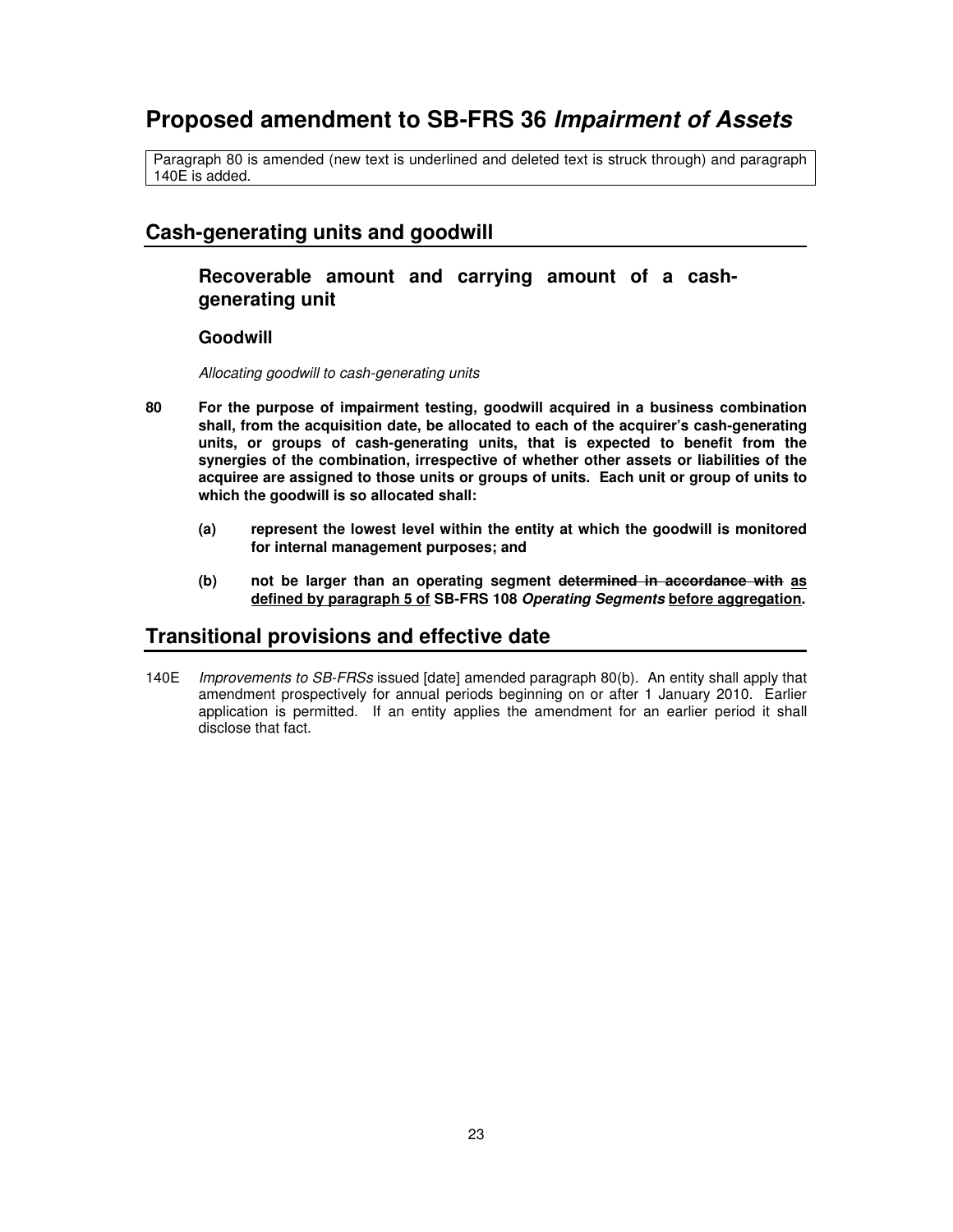# Proposed amendment to SB-FRS 36 *Impairment of Assets*

Paragraph 80 is amended (new text is underlined and deleted text is struck through) and paragraph 140E is added.

## Cash-generating units and goodwill

### Recoverable amount and carrying amount of a cash-generating unit

#### Goodwill

*Allocating goodwill to cash-generating units*

**80 For the purpose of impairment testing, goodwill acquired in a business combination shall, from the acquisition date, be allocated to each of the acquirer's cash-generating units, or groups of cash-generating units, that is expected to benefit from the synergies of the combination, irrespective of whether other assets or liabilities of the acquiree are assigned to those units or groups of units. Each unit or group of units to which the goodwill is so allocated shall:**

**(a) represent the lowest level within the entity at which the goodwill is monitored for internal management purposes; and**

**(b) not be larger than an operating segment ~~determined in accordance with~~ <u>as defined by paragraph 5 of</u> SB-FRS 108 *Operating Segments* <u>before aggregation</u>.**

## Transitional provisions and effective date

140E *Improvements to SB-FRSs* issued [date] amended paragraph 80(b). An entity shall apply that amendment prospectively for annual periods beginning on or after 1 January 2010. Earlier application is permitted. If an entity applies the amendment for an earlier period it shall disclose that fact.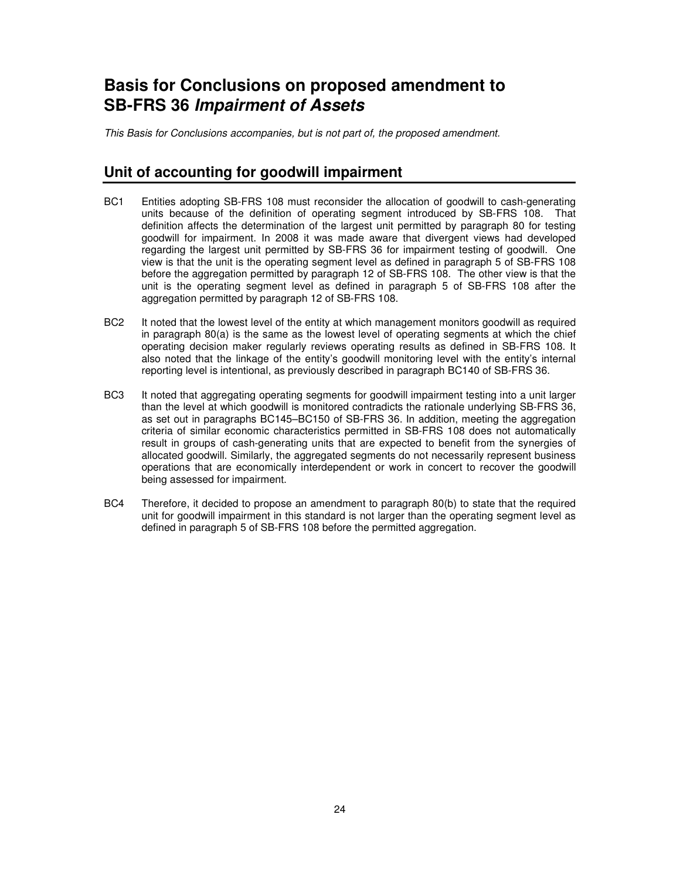# Basis for Conclusions on proposed amendment to SB-FRS 36 *Impairment of Assets*

*This Basis for Conclusions accompanies, but is not part of, the proposed amendment.*

## Unit of accounting for goodwill impairment

BC1 Entities adopting SB-FRS 108 must reconsider the allocation of goodwill to cash-generating units because of the definition of operating segment introduced by SB-FRS 108. That definition affects the determination of the largest unit permitted by paragraph 80 for testing goodwill for impairment. In 2008 it was made aware that divergent views had developed regarding the largest unit permitted by SB-FRS 36 for impairment testing of goodwill. One view is that the unit is the operating segment level as defined in paragraph 5 of SB-FRS 108 before the aggregation permitted by paragraph 12 of SB-FRS 108. The other view is that the unit is the operating segment level as defined in paragraph 5 of SB-FRS 108 after the aggregation permitted by paragraph 12 of SB-FRS 108.

BC2 It noted that the lowest level of the entity at which management monitors goodwill as required in paragraph 80(a) is the same as the lowest level of operating segments at which the chief operating decision maker regularly reviews operating results as defined in SB-FRS 108. It also noted that the linkage of the entity's goodwill monitoring level with the entity's internal reporting level is intentional, as previously described in paragraph BC140 of SB-FRS 36.

BC3 It noted that aggregating operating segments for goodwill impairment testing into a unit larger than the level at which goodwill is monitored contradicts the rationale underlying SB-FRS 36, as set out in paragraphs BC145–BC150 of SB-FRS 36. In addition, meeting the aggregation criteria of similar economic characteristics permitted in SB-FRS 108 does not automatically result in groups of cash-generating units that are expected to benefit from the synergies of allocated goodwill. Similarly, the aggregated segments do not necessarily represent business operations that are economically interdependent or work in concert to recover the goodwill being assessed for impairment.

BC4 Therefore, it decided to propose an amendment to paragraph 80(b) to state that the required unit for goodwill impairment in this standard is not larger than the operating segment level as defined in paragraph 5 of SB-FRS 108 before the permitted aggregation.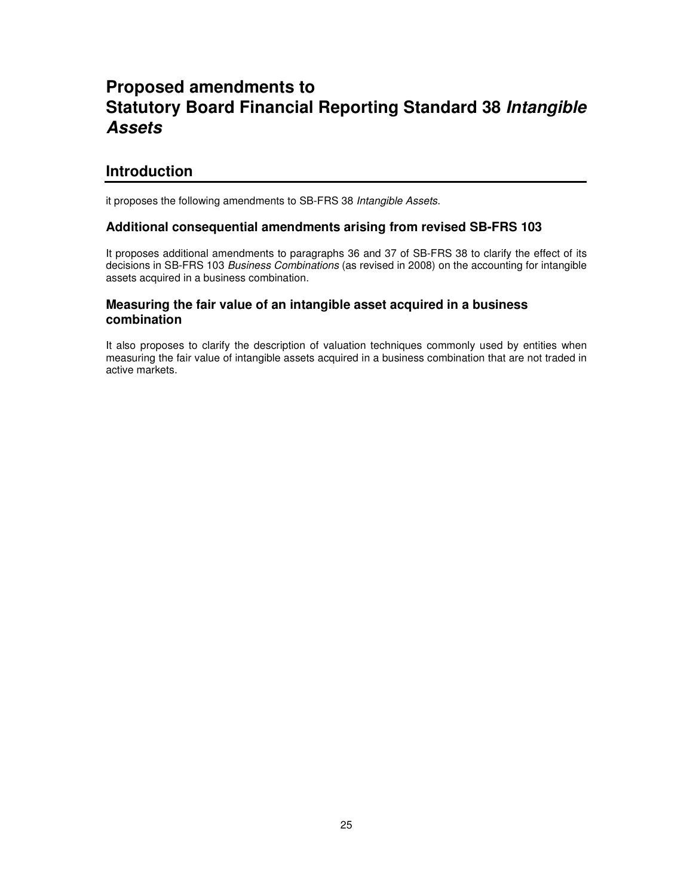# Proposed amendments to Statutory Board Financial Reporting Standard 38 *Intangible Assets*

## Introduction

it proposes the following amendments to SB-FRS 38 *Intangible Assets*.

### Additional consequential amendments arising from revised SB-FRS 103

It proposes additional amendments to paragraphs 36 and 37 of SB-FRS 38 to clarify the effect of its decisions in SB-FRS 103 *Business Combinations* (as revised in 2008) on the accounting for intangible assets acquired in a business combination.

### Measuring the fair value of an intangible asset acquired in a business combination

It also proposes to clarify the description of valuation techniques commonly used by entities when measuring the fair value of intangible assets acquired in a business combination that are not traded in active markets.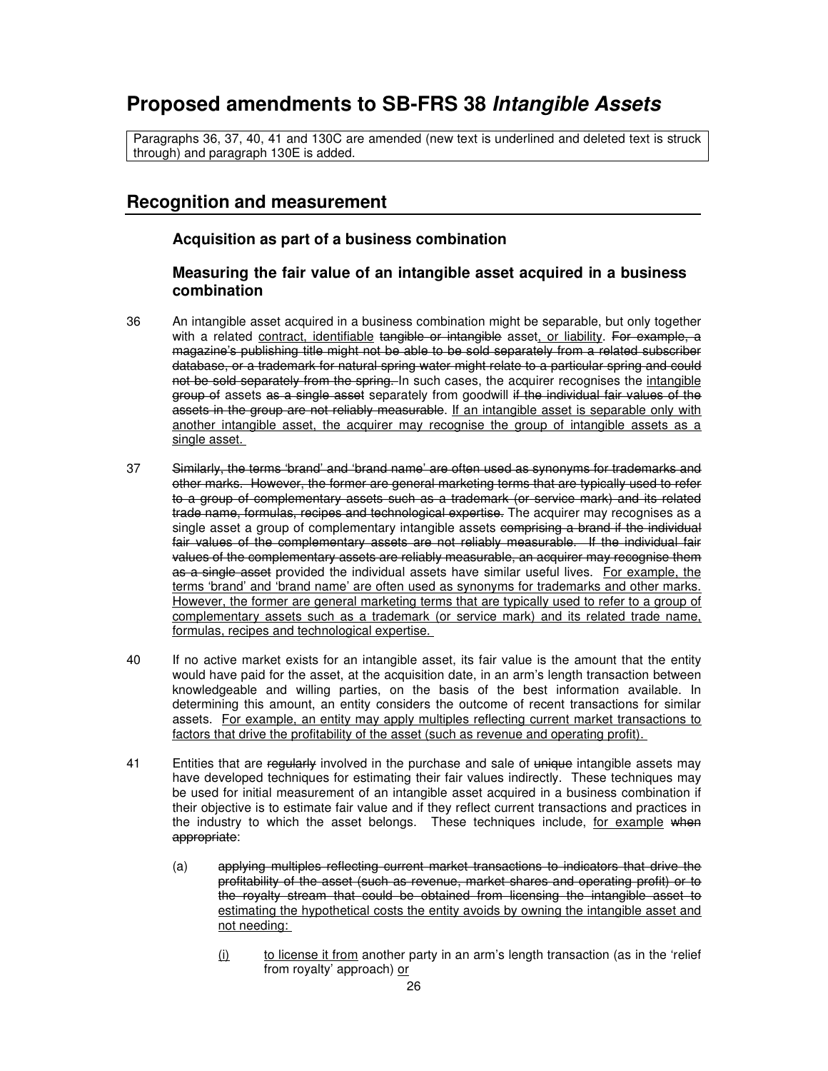# Proposed amendments to SB-FRS 38 *Intangible Assets*

Paragraphs 36, 37, 40, 41 and 130C are amended (new text is underlined and deleted text is struck through) and paragraph 130E is added.

## Recognition and measurement

### Acquisition as part of a business combination

### Measuring the fair value of an intangible asset acquired in a business combination

36 An intangible asset acquired in a business combination might be separable, but only together with a related <u>contract, identifiable</u> ~~tangible or intangible~~ asset<u>, or liability</u>. ~~For example, a magazine's publishing title might not be able to be sold separately from a related subscriber database, or a trademark for natural spring water might relate to a particular spring and could not be sold separately from the spring.~~ In such cases, the acquirer recognises the <u>intangible</u> ~~group of~~ assets ~~as a single asset~~ separately from goodwill ~~if the individual fair values of the assets in the group are not reliably measurable~~. <u>If an intangible asset is separable only with another intangible asset, the acquirer may recognise the group of intangible assets as a single asset.</u>

37 ~~Similarly, the terms 'brand' and 'brand name' are often used as synonyms for trademarks and other marks. However, the former are general marketing terms that are typically used to refer to a group of complementary assets such as a trademark (or service mark) and its related trade name, formulas, recipes and technological expertise.~~ The acquirer may recognises as a single asset a group of complementary intangible assets ~~comprising a brand if the individual fair values of the complementary assets are not reliably measurable. If the individual fair values of the complementary assets are reliably measurable, an acquirer may recognise them as a single asset~~ provided the individual assets have similar useful lives. <u>For example, the terms 'brand' and 'brand name' are often used as synonyms for trademarks and other marks. However, the former are general marketing terms that are typically used to refer to a group of complementary assets such as a trademark (or service mark) and its related trade name, formulas, recipes and technological expertise.</u>

40 If no active market exists for an intangible asset, its fair value is the amount that the entity would have paid for the asset, at the acquisition date, in an arm's length transaction between knowledgeable and willing parties, on the basis of the best information available. In determining this amount, an entity considers the outcome of recent transactions for similar assets. <u>For example, an entity may apply multiples reflecting current market transactions to factors that drive the profitability of the asset (such as revenue and operating profit).</u>

41 Entities that are ~~regularly~~ involved in the purchase and sale of ~~unique~~ intangible assets may have developed techniques for estimating their fair values indirectly. These techniques may be used for initial measurement of an intangible asset acquired in a business combination if their objective is to estimate fair value and if they reflect current transactions and practices in the industry to which the asset belongs. These techniques include, <u>for example</u> ~~when appropriate~~:

(a) ~~applying multiples reflecting current market transactions to indicators that drive the profitability of the asset (such as revenue, market shares and operating profit) or to the royalty stream that could be obtained from licensing the intangible asset to~~ <u>estimating the hypothetical costs the entity avoids by owning the intangible asset and not needing:</u>

(i) <u>to license it from</u> another party in an arm's length transaction (as in the 'relief from royalty' approach) <u>or</u>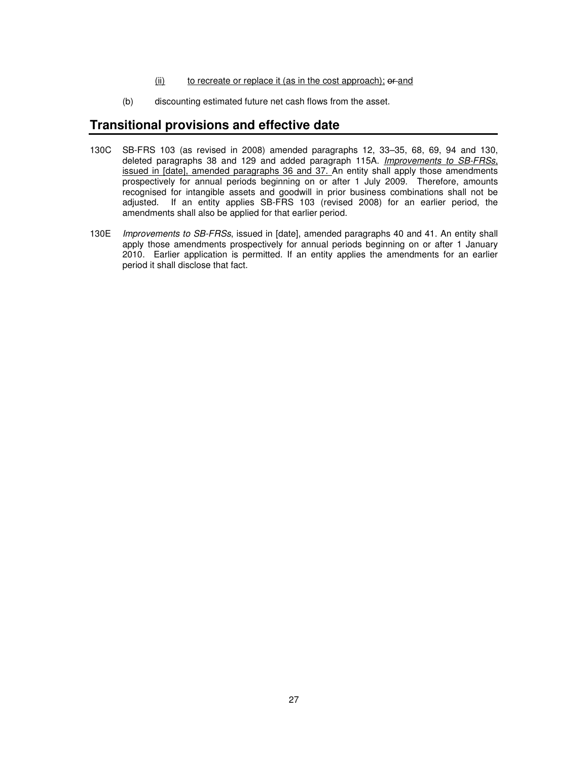(ii) to recreate or replace it (as in the cost approach); ~~or~~ and

(b) discounting estimated future net cash flows from the asset.

## Transitional provisions and effective date

130C SB-FRS 103 (as revised in 2008) amended paragraphs 12, 33–35, 68, 69, 94 and 130, deleted paragraphs 38 and 129 and added paragraph 115A. *Improvements to SB-FRSs*, issued in [date], amended paragraphs 36 and 37. An entity shall apply those amendments prospectively for annual periods beginning on or after 1 July 2009. Therefore, amounts recognised for intangible assets and goodwill in prior business combinations shall not be adjusted. If an entity applies SB-FRS 103 (revised 2008) for an earlier period, the amendments shall also be applied for that earlier period.

130E *Improvements to SB-FRSs*, issued in [date], amended paragraphs 40 and 41. An entity shall apply those amendments prospectively for annual periods beginning on or after 1 January 2010. Earlier application is permitted. If an entity applies the amendments for an earlier period it shall disclose that fact.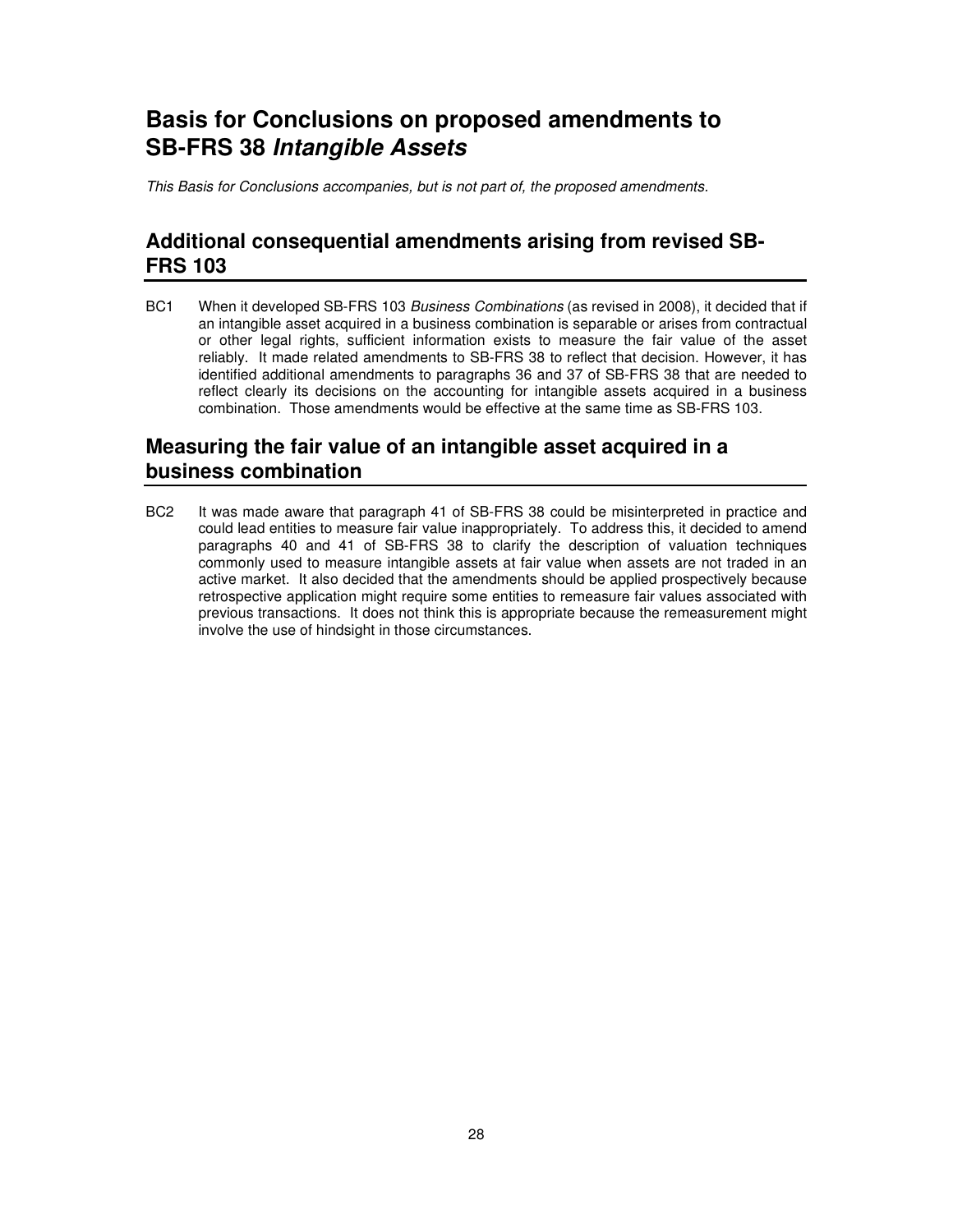# Basis for Conclusions on proposed amendments to SB-FRS 38 *Intangible Assets*

*This Basis for Conclusions accompanies, but is not part of, the proposed amendments.*

## Additional consequential amendments arising from revised SB-FRS 103

BC1 When it developed SB-FRS 103 *Business Combinations* (as revised in 2008), it decided that if an intangible asset acquired in a business combination is separable or arises from contractual or other legal rights, sufficient information exists to measure the fair value of the asset reliably. It made related amendments to SB-FRS 38 to reflect that decision. However, it has identified additional amendments to paragraphs 36 and 37 of SB-FRS 38 that are needed to reflect clearly its decisions on the accounting for intangible assets acquired in a business combination. Those amendments would be effective at the same time as SB-FRS 103.

## Measuring the fair value of an intangible asset acquired in a business combination

BC2 It was made aware that paragraph 41 of SB-FRS 38 could be misinterpreted in practice and could lead entities to measure fair value inappropriately. To address this, it decided to amend paragraphs 40 and 41 of SB-FRS 38 to clarify the description of valuation techniques commonly used to measure intangible assets at fair value when assets are not traded in an active market. It also decided that the amendments should be applied prospectively because retrospective application might require some entities to remeasure fair values associated with previous transactions. It does not think this is appropriate because the remeasurement might involve the use of hindsight in those circumstances.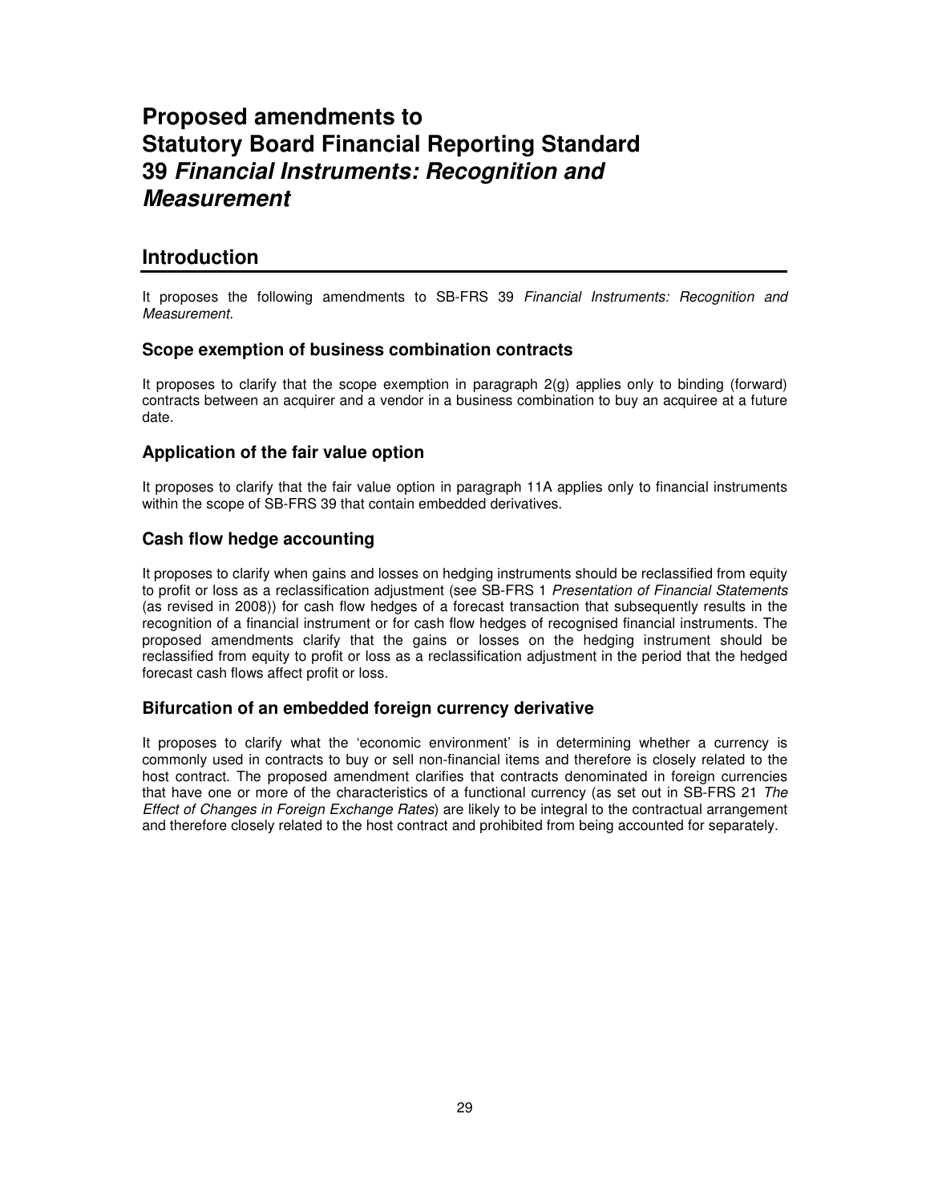# Proposed amendments to Statutory Board Financial Reporting Standard 39 *Financial Instruments: Recognition and Measurement*

## Introduction

It proposes the following amendments to SB-FRS 39 *Financial Instruments: Recognition and Measurement.*

### Scope exemption of business combination contracts

It proposes to clarify that the scope exemption in paragraph 2(g) applies only to binding (forward) contracts between an acquirer and a vendor in a business combination to buy an acquiree at a future date.

### Application of the fair value option

It proposes to clarify that the fair value option in paragraph 11A applies only to financial instruments within the scope of SB-FRS 39 that contain embedded derivatives.

### Cash flow hedge accounting

It proposes to clarify when gains and losses on hedging instruments should be reclassified from equity to profit or loss as a reclassification adjustment (see SB-FRS 1 *Presentation of Financial Statements* (as revised in 2008)) for cash flow hedges of a forecast transaction that subsequently results in the recognition of a financial instrument or for cash flow hedges of recognised financial instruments. The proposed amendments clarify that the gains or losses on the hedging instrument should be reclassified from equity to profit or loss as a reclassification adjustment in the period that the hedged forecast cash flows affect profit or loss.

### Bifurcation of an embedded foreign currency derivative

It proposes to clarify what the 'economic environment' is in determining whether a currency is commonly used in contracts to buy or sell non-financial items and therefore is closely related to the host contract. The proposed amendment clarifies that contracts denominated in foreign currencies that have one or more of the characteristics of a functional currency (as set out in SB-FRS 21 *The Effect of Changes in Foreign Exchange Rates*) are likely to be integral to the contractual arrangement and therefore closely related to the host contract and prohibited from being accounted for separately.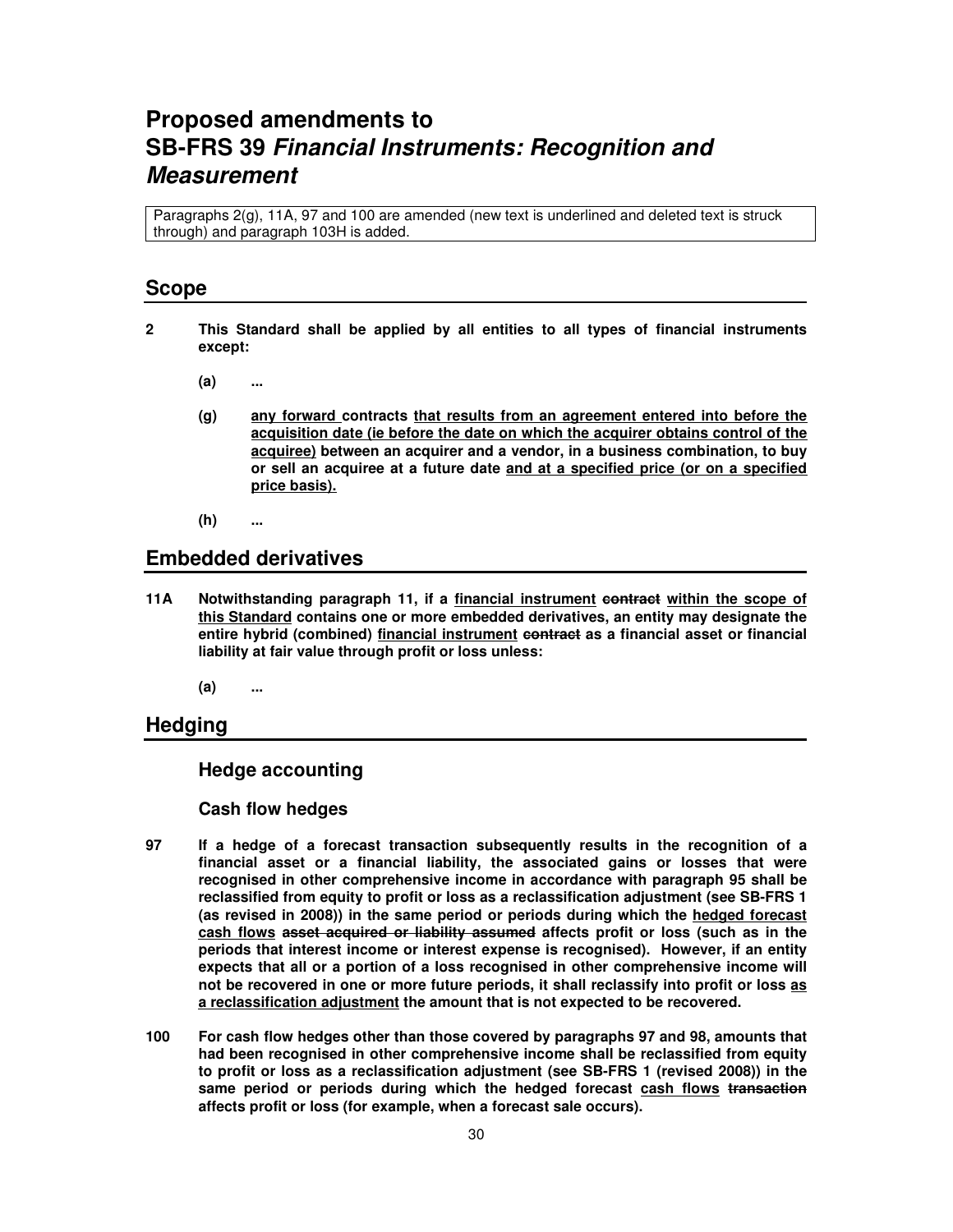# Proposed amendments to SB-FRS 39 *Financial Instruments: Recognition and Measurement*

Paragraphs 2(g), 11A, 97 and 100 are amended (new text is underlined and deleted text is struck through) and paragraph 103H is added.

## Scope

**2 This Standard shall be applied by all entities to all types of financial instruments except:**

- **(a) ...**
- **(g) <u>any forward</u> contracts <u>that results from an agreement entered into before the acquisition date (ie before the date on which the acquirer obtains control of the acquiree)</u> between an acquirer and a vendor, in a business combination, to buy or sell an acquiree at a future date <u>and at a specified price (or on a specified price basis).</u>**
- **(h) ...**

## Embedded derivatives

**11A Notwithstanding paragraph 11, if a <u>financial instrument</u> ~~contract~~ <u>within the scope of this Standard</u> contains one or more embedded derivatives, an entity may designate the entire hybrid (combined) <u>financial instrument</u> ~~contract~~ as a financial asset or financial liability at fair value through profit or loss unless:**

- **(a) ...**

## Hedging

### Hedge accounting

#### Cash flow hedges

**97 If a hedge of a forecast transaction subsequently results in the recognition of a financial asset or a financial liability, the associated gains or losses that were recognised in other comprehensive income in accordance with paragraph 95 shall be reclassified from equity to profit or loss as a reclassification adjustment (see SB-FRS 1 (as revised in 2008)) in the same period or periods during which the <u>hedged forecast cash flows</u> ~~asset acquired or liability assumed~~ affects profit or loss (such as in the periods that interest income or interest expense is recognised). However, if an entity expects that all or a portion of a loss recognised in other comprehensive income will not be recovered in one or more future periods, it shall reclassify into profit or loss <u>as a reclassification adjustment</u> the amount that is not expected to be recovered.**

**100 For cash flow hedges other than those covered by paragraphs 97 and 98, amounts that had been recognised in other comprehensive income shall be reclassified from equity to profit or loss as a reclassification adjustment (see SB-FRS 1 (revised 2008)) in the same period or periods during which the hedged forecast <u>cash flows</u> ~~transaction~~ affects profit or loss (for example, when a forecast sale occurs).**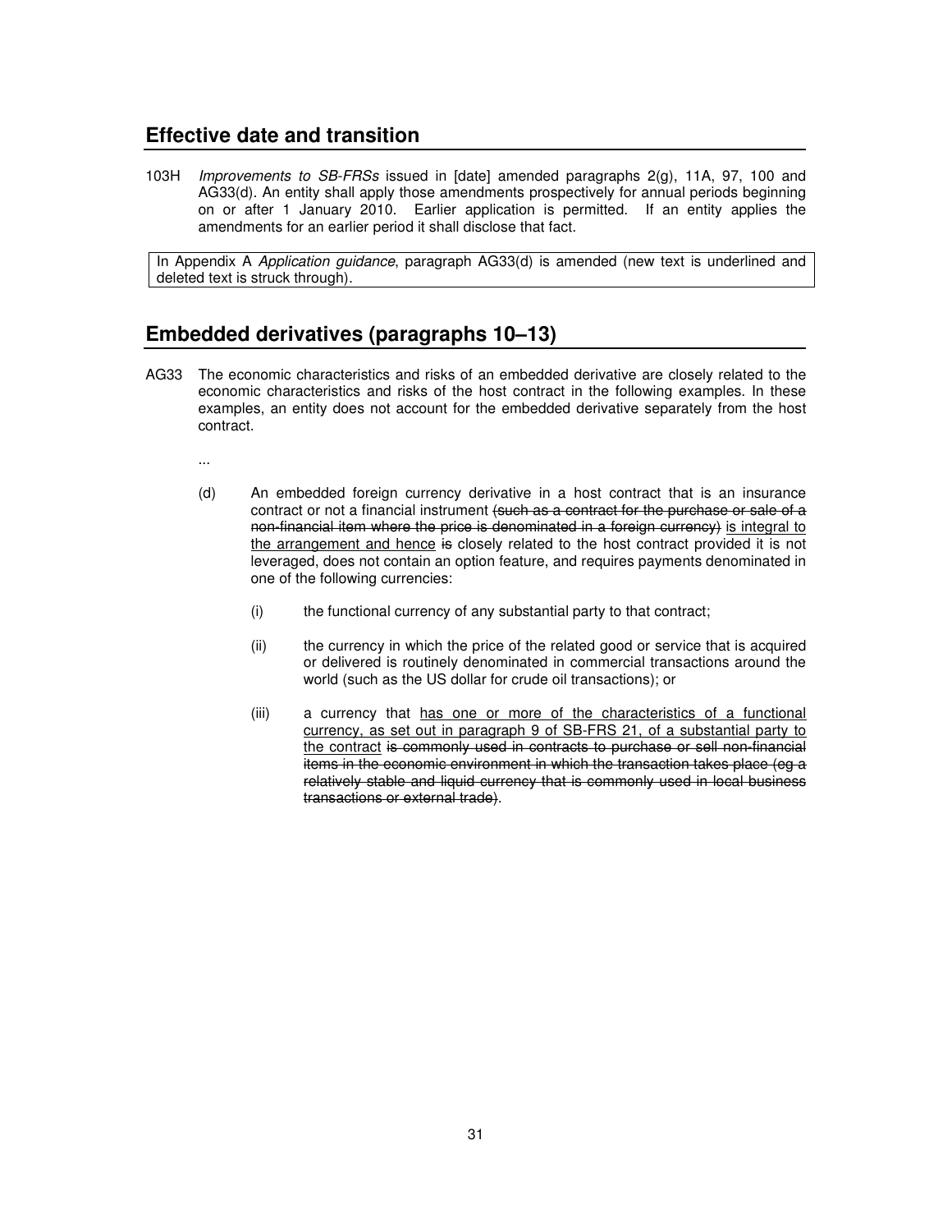## Effective date and transition

103H *Improvements to SB-FRSs* issued in [date] amended paragraphs 2(g), 11A, 97, 100 and AG33(d). An entity shall apply those amendments prospectively for annual periods beginning on or after 1 January 2010. Earlier application is permitted. If an entity applies the amendments for an earlier period it shall disclose that fact.

In Appendix A *Application guidance*, paragraph AG33(d) is amended (new text is underlined and deleted text is struck through).

## Embedded derivatives (paragraphs 10–13)

AG33 The economic characteristics and risks of an embedded derivative are closely related to the economic characteristics and risks of the host contract in the following examples. In these examples, an entity does not account for the embedded derivative separately from the host contract.

...

(d) An embedded foreign currency derivative in a host contract that is an insurance contract or not a financial instrument ~~(such as a contract for the purchase or sale of a non-financial item where the price is denominated in a foreign currency)~~ <u>is integral to the arrangement and hence</u> ~~is~~ closely related to the host contract provided it is not leveraged, does not contain an option feature, and requires payments denominated in one of the following currencies:

(i) the functional currency of any substantial party to that contract;

(ii) the currency in which the price of the related good or service that is acquired or delivered is routinely denominated in commercial transactions around the world (such as the US dollar for crude oil transactions); or

(iii) a currency that <u>has one or more of the characteristics of a functional currency, as set out in paragraph 9 of SB-FRS 21, of a substantial party to the contract</u> ~~is commonly used in contracts to purchase or sell non-financial items in the economic environment in which the transaction takes place (eg a relatively stable and liquid currency that is commonly used in local business transactions or external trade)~~.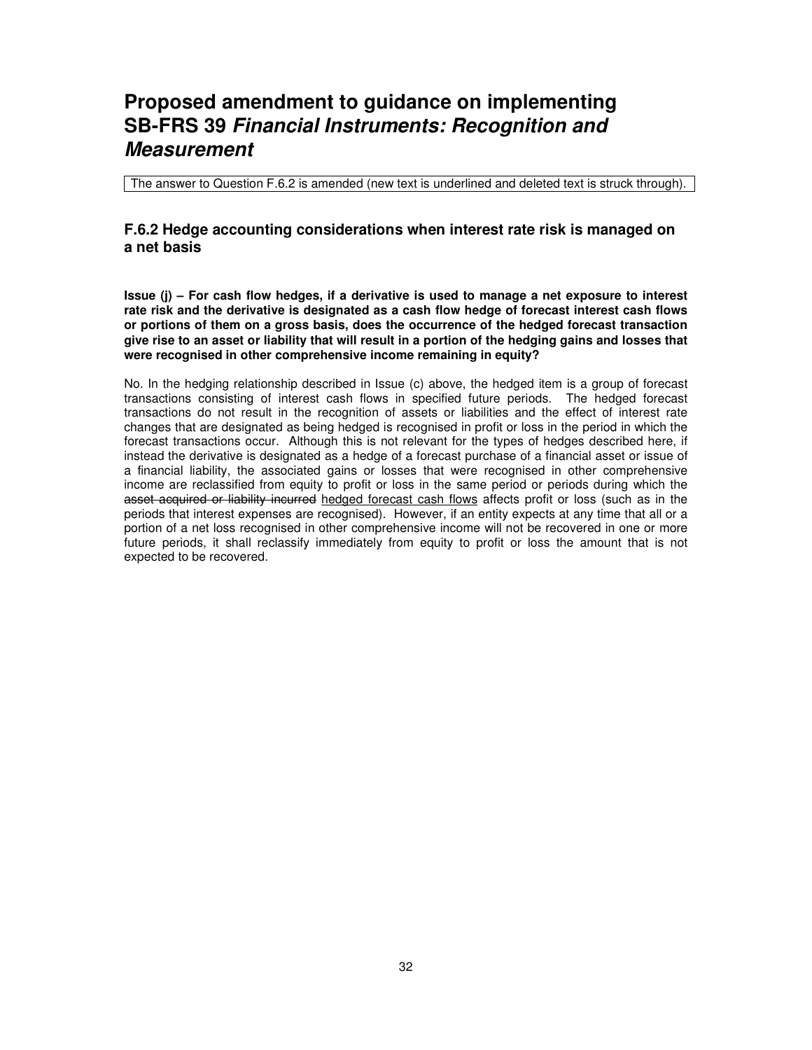# Proposed amendment to guidance on implementing SB-FRS 39 *Financial Instruments: Recognition and Measurement*

The answer to Question F.6.2 is amended (new text is underlined and deleted text is struck through).

## F.6.2 Hedge accounting considerations when interest rate risk is managed on a net basis

**Issue (j) – For cash flow hedges, if a derivative is used to manage a net exposure to interest rate risk and the derivative is designated as a cash flow hedge of forecast interest cash flows or portions of them on a gross basis, does the occurrence of the hedged forecast transaction give rise to an asset or liability that will result in a portion of the hedging gains and losses that were recognised in other comprehensive income remaining in equity?**

No. In the hedging relationship described in Issue (c) above, the hedged item is a group of forecast transactions consisting of interest cash flows in specified future periods. The hedged forecast transactions do not result in the recognition of assets or liabilities and the effect of interest rate changes that are designated as being hedged is recognised in profit or loss in the period in which the forecast transactions occur. Although this is not relevant for the types of hedges described here, if instead the derivative is designated as a hedge of a forecast purchase of a financial asset or issue of a financial liability, the associated gains or losses that were recognised in other comprehensive income are reclassified from equity to profit or loss in the same period or periods during which the ~~asset acquired or liability incurred~~ <u>hedged forecast cash flows</u> affects profit or loss (such as in the periods that interest expenses are recognised). However, if an entity expects at any time that all or a portion of a net loss recognised in other comprehensive income will not be recovered in one or more future periods, it shall reclassify immediately from equity to profit or loss the amount that is not expected to be recovered.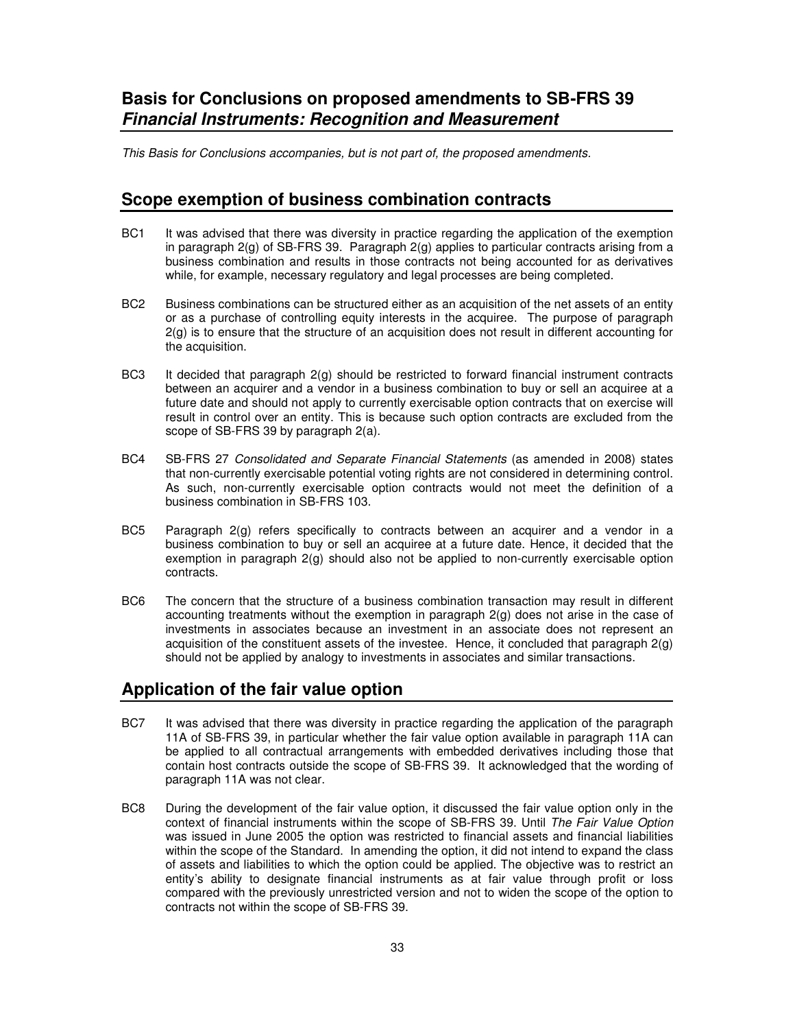# Basis for Conclusions on proposed amendments to SB-FRS 39 *Financial Instruments: Recognition and Measurement*

*This Basis for Conclusions accompanies, but is not part of, the proposed amendments.*

## Scope exemption of business combination contracts

BC1 It was advised that there was diversity in practice regarding the application of the exemption in paragraph 2(g) of SB-FRS 39. Paragraph 2(g) applies to particular contracts arising from a business combination and results in those contracts not being accounted for as derivatives while, for example, necessary regulatory and legal processes are being completed.

BC2 Business combinations can be structured either as an acquisition of the net assets of an entity or as a purchase of controlling equity interests in the acquiree. The purpose of paragraph 2(g) is to ensure that the structure of an acquisition does not result in different accounting for the acquisition.

BC3 It decided that paragraph 2(g) should be restricted to forward financial instrument contracts between an acquirer and a vendor in a business combination to buy or sell an acquiree at a future date and should not apply to currently exercisable option contracts that on exercise will result in control over an entity. This is because such option contracts are excluded from the scope of SB-FRS 39 by paragraph 2(a).

BC4 SB-FRS 27 *Consolidated and Separate Financial Statements* (as amended in 2008) states that non-currently exercisable potential voting rights are not considered in determining control. As such, non-currently exercisable option contracts would not meet the definition of a business combination in SB-FRS 103.

BC5 Paragraph 2(g) refers specifically to contracts between an acquirer and a vendor in a business combination to buy or sell an acquiree at a future date. Hence, it decided that the exemption in paragraph 2(g) should also not be applied to non-currently exercisable option contracts.

BC6 The concern that the structure of a business combination transaction may result in different accounting treatments without the exemption in paragraph 2(g) does not arise in the case of investments in associates because an investment in an associate does not represent an acquisition of the constituent assets of the investee. Hence, it concluded that paragraph 2(g) should not be applied by analogy to investments in associates and similar transactions.

## Application of the fair value option

BC7 It was advised that there was diversity in practice regarding the application of the paragraph 11A of SB-FRS 39, in particular whether the fair value option available in paragraph 11A can be applied to all contractual arrangements with embedded derivatives including those that contain host contracts outside the scope of SB-FRS 39. It acknowledged that the wording of paragraph 11A was not clear.

BC8 During the development of the fair value option, it discussed the fair value option only in the context of financial instruments within the scope of SB-FRS 39. Until *The Fair Value Option* was issued in June 2005 the option was restricted to financial assets and financial liabilities within the scope of the Standard. In amending the option, it did not intend to expand the class of assets and liabilities to which the option could be applied. The objective was to restrict an entity's ability to designate financial instruments as at fair value through profit or loss compared with the previously unrestricted version and not to widen the scope of the option to contracts not within the scope of SB-FRS 39.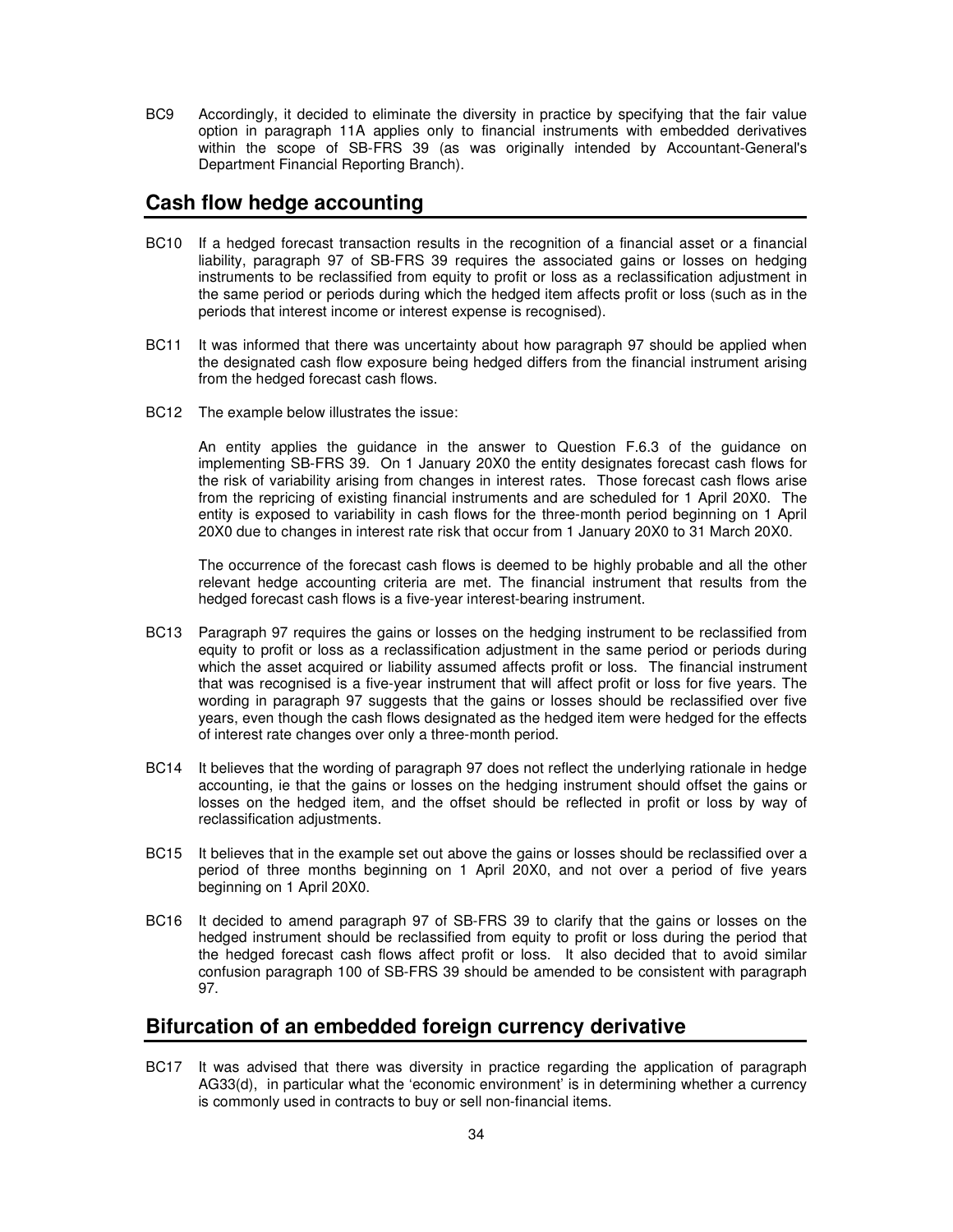BC9 Accordingly, it decided to eliminate the diversity in practice by specifying that the fair value option in paragraph 11A applies only to financial instruments with embedded derivatives within the scope of SB-FRS 39 (as was originally intended by Accountant-General's Department Financial Reporting Branch).

## Cash flow hedge accounting

BC10 If a hedged forecast transaction results in the recognition of a financial asset or a financial liability, paragraph 97 of SB-FRS 39 requires the associated gains or losses on hedging instruments to be reclassified from equity to profit or loss as a reclassification adjustment in the same period or periods during which the hedged item affects profit or loss (such as in the periods that interest income or interest expense is recognised).

BC11 It was informed that there was uncertainty about how paragraph 97 should be applied when the designated cash flow exposure being hedged differs from the financial instrument arising from the hedged forecast cash flows.

BC12 The example below illustrates the issue:

An entity applies the guidance in the answer to Question F.6.3 of the guidance on implementing SB-FRS 39. On 1 January 20X0 the entity designates forecast cash flows for the risk of variability arising from changes in interest rates. Those forecast cash flows arise from the repricing of existing financial instruments and are scheduled for 1 April 20X0. The entity is exposed to variability in cash flows for the three-month period beginning on 1 April 20X0 due to changes in interest rate risk that occur from 1 January 20X0 to 31 March 20X0.

The occurrence of the forecast cash flows is deemed to be highly probable and all the other relevant hedge accounting criteria are met. The financial instrument that results from the hedged forecast cash flows is a five-year interest-bearing instrument.

BC13 Paragraph 97 requires the gains or losses on the hedging instrument to be reclassified from equity to profit or loss as a reclassification adjustment in the same period or periods during which the asset acquired or liability assumed affects profit or loss. The financial instrument that was recognised is a five-year instrument that will affect profit or loss for five years. The wording in paragraph 97 suggests that the gains or losses should be reclassified over five years, even though the cash flows designated as the hedged item were hedged for the effects of interest rate changes over only a three-month period.

BC14 It believes that the wording of paragraph 97 does not reflect the underlying rationale in hedge accounting, ie that the gains or losses on the hedging instrument should offset the gains or losses on the hedged item, and the offset should be reflected in profit or loss by way of reclassification adjustments.

BC15 It believes that in the example set out above the gains or losses should be reclassified over a period of three months beginning on 1 April 20X0, and not over a period of five years beginning on 1 April 20X0.

BC16 It decided to amend paragraph 97 of SB-FRS 39 to clarify that the gains or losses on the hedged instrument should be reclassified from equity to profit or loss during the period that the hedged forecast cash flows affect profit or loss. It also decided that to avoid similar confusion paragraph 100 of SB-FRS 39 should be amended to be consistent with paragraph 97.

## Bifurcation of an embedded foreign currency derivative

BC17 It was advised that there was diversity in practice regarding the application of paragraph AG33(d), in particular what the 'economic environment' is in determining whether a currency is commonly used in contracts to buy or sell non-financial items.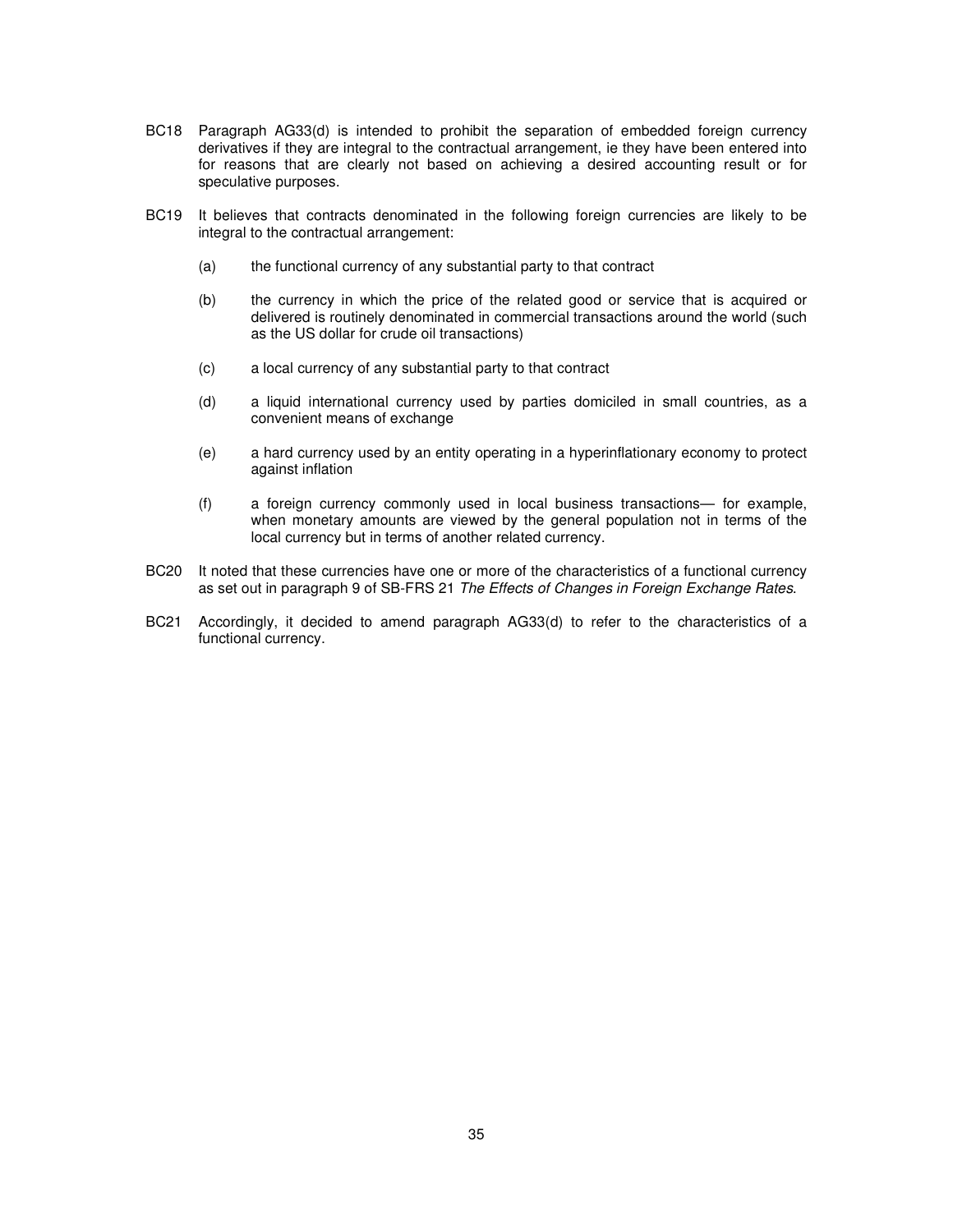BC18 Paragraph AG33(d) is intended to prohibit the separation of embedded foreign currency derivatives if they are integral to the contractual arrangement, ie they have been entered into for reasons that are clearly not based on achieving a desired accounting result or for speculative purposes.

BC19 It believes that contracts denominated in the following foreign currencies are likely to be integral to the contractual arrangement:

(a) the functional currency of any substantial party to that contract

(b) the currency in which the price of the related good or service that is acquired or delivered is routinely denominated in commercial transactions around the world (such as the US dollar for crude oil transactions)

(c) a local currency of any substantial party to that contract

(d) a liquid international currency used by parties domiciled in small countries, as a convenient means of exchange

(e) a hard currency used by an entity operating in a hyperinflationary economy to protect against inflation

(f) a foreign currency commonly used in local business transactions— for example, when monetary amounts are viewed by the general population not in terms of the local currency but in terms of another related currency.

BC20 It noted that these currencies have one or more of the characteristics of a functional currency as set out in paragraph 9 of SB-FRS 21 *The Effects of Changes in Foreign Exchange Rates*.

BC21 Accordingly, it decided to amend paragraph AG33(d) to refer to the characteristics of a functional currency.